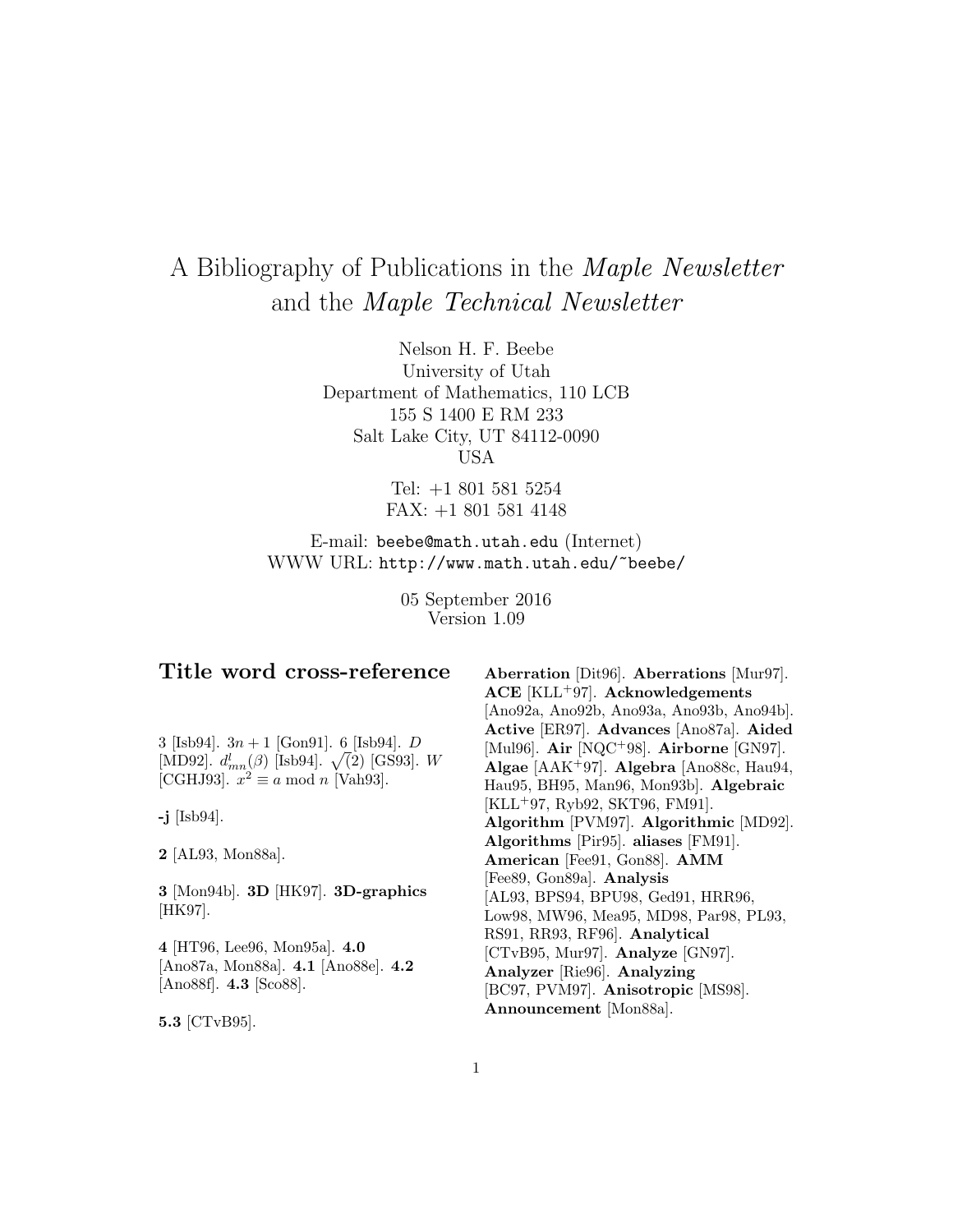# A Bibliography of Publications in the *Maple Newsletter* and the *Maple Technical Newsletter*

Nelson H. F. Beebe
University of Utah
Department of Mathematics, 110 LCB
155 S 1400 E RM 233
Salt Lake City, UT 84112-0090
USA

Tel: +1 801 581 5254
FAX: +1 801 581 4148

E-mail: `beebe@math.utah.edu` (Internet)
WWW URL: `http://www.math.utah.edu/~beebe/`

05 September 2016
Version 1.09

## Title word cross-reference

3 [Isb94]. $3n+1$ [Gon91]. 6 [Isb94]. $D$ [MD92]. $d^l_{mn}(\beta)$ [Isb94]. $\sqrt(2)$ [GS93]. $W$ [CGHJ93]. $x^2 \equiv a \bmod n$ [Vah93].

**-j** [Isb94].

**2** [AL93, Mon88a].

**3** [Mon94b]. **3D** [HK97]. **3D-graphics** [HK97].

**4** [HT96, Lee96, Mon95a]. **4.0** [Ano87a, Mon88a]. **4.1** [Ano88e]. **4.2** [Ano88f]. **4.3** [Sco88].

**5.3** [CTvB95].

**Aberration** [Dit96]. **Aberrations** [Mur97]. **ACE** [KLL+97]. **Acknowledgements** [Ano92a, Ano92b, Ano93a, Ano93b, Ano94b]. **Active** [ER97]. **Advances** [Ano87a]. **Aided** [Mul96]. **Air** [NQC+98]. **Airborne** [GN97]. **Algae** [AAK+97]. **Algebra** [Ano88c, Hau94, Hau95, BH95, Man96, Mon93b]. **Algebraic** [KLL+97, Ryb92, SKT96, FM91]. **Algorithm** [PVM97]. **Algorithmic** [MD92]. **Algorithms** [Pir95]. **aliases** [FM91]. **American** [Fee91, Gon88]. **AMM** [Fee89, Gon89a]. **Analysis** [AL93, BPS94, BPU98, Ged91, HRR96, Low98, MW96, Mea95, MD98, Par98, PL93, RS91, RR93, RF96]. **Analytical** [CTvB95, Mur97]. **Analyze** [GN97]. **Analyzer** [Rie96]. **Analyzing** [BC97, PVM97]. **Anisotropic** [MS98]. **Announcement** [Mon88a].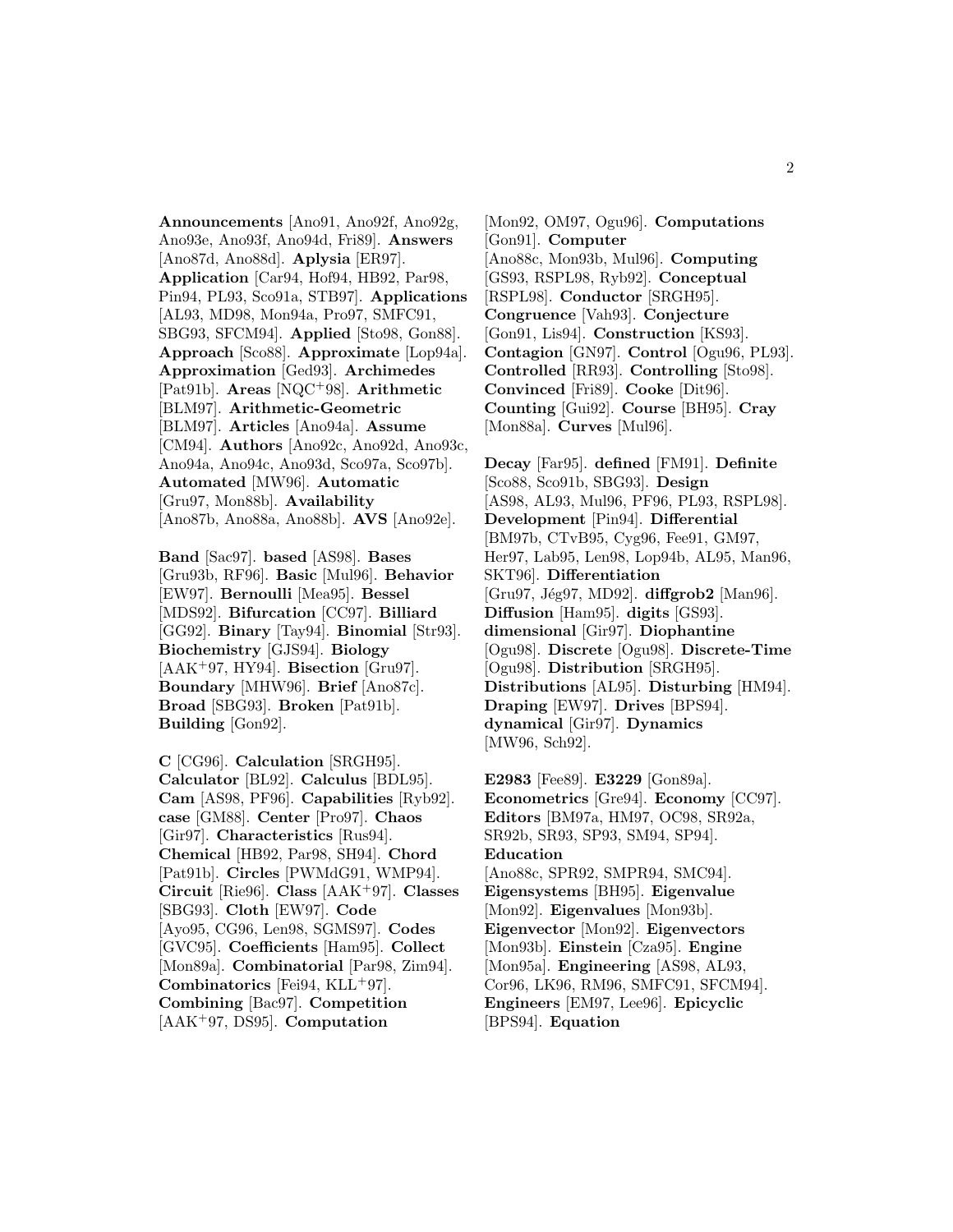**Announcements** [Ano91, Ano92f, Ano92g, Ano93e, Ano93f, Ano94d, Fri89]. **Answers** [Ano87d, Ano88d]. **Aplysia** [ER97]. **Application** [Car94, Hof94, HB92, Par98, Pin94, PL93, Sco91a, STB97]. **Applications** [AL93, MD98, Mon94a, Pro97, SMFC91, SBG93, SFCM94]. **Applied** [Sto98, Gon88]. **Approach** [Sco88]. **Approximate** [Lop94a]. **Approximation** [Ged93]. **Archimedes** [Pat91b]. **Areas** [NQC+98]. **Arithmetic** [BLM97]. **Arithmetic-Geometric** [BLM97]. **Articles** [Ano94a]. **Assume** [CM94]. **Authors** [Ano92c, Ano92d, Ano93c, Ano94a, Ano94c, Ano93d, Sco97a, Sco97b]. **Automated** [MW96]. **Automatic** [Gru97, Mon88b]. **Availability** [Ano87b, Ano88a, Ano88b]. **AVS** [Ano92e].

**Band** [Sac97]. **based** [AS98]. **Bases** [Gru93b, RF96]. **Basic** [Mul96]. **Behavior** [EW97]. **Bernoulli** [Mea95]. **Bessel** [MDS92]. **Bifurcation** [CC97]. **Billiard** [GG92]. **Binary** [Tay94]. **Binomial** [Str93]. **Biochemistry** [GJS94]. **Biology** [AAK+97, HY94]. **Bisection** [Gru97]. **Boundary** [MHW96]. **Brief** [Ano87c]. **Broad** [SBG93]. **Broken** [Pat91b]. **Building** [Gon92].

**C** [CG96]. **Calculation** [SRGH95]. **Calculator** [BL92]. **Calculus** [BDL95]. **Cam** [AS98, PF96]. **Capabilities** [Ryb92]. **case** [GM88]. **Center** [Pro97]. **Chaos** [Gir97]. **Characteristics** [Rus94]. **Chemical** [HB92, Par98, SH94]. **Chord** [Pat91b]. **Circles** [PWMdG91, WMP94]. **Circuit** [Rie96]. **Class** [AAK+97]. **Classes** [SBG93]. **Cloth** [EW97]. **Code** [Ayo95, CG96, Len98, SGMS97]. **Codes** [GVC95]. **Coefficients** [Ham95]. **Collect** [Mon89a]. **Combinatorial** [Par98, Zim94]. **Combinatorics** [Fei94, KLL+97]. **Combining** [Bac97]. **Competition** [AAK+97, DS95]. **Computation** [Mon92, OM97, Ogu96]. **Computations** [Gon91]. **Computer** [Ano88c, Mon93b, Mul96]. **Computing** [GS93, RSPL98, Ryb92]. **Conceptual** [RSPL98]. **Conductor** [SRGH95]. **Congruence** [Vah93]. **Conjecture** [Gon91, Lis94]. **Construction** [KS93]. **Contagion** [GN97]. **Control** [Ogu96, PL93]. **Controlled** [RR93]. **Controlling** [Sto98]. **Convinced** [Fri89]. **Cooke** [Dit96]. **Counting** [Gui92]. **Course** [BH95]. **Cray** [Mon88a]. **Curves** [Mul96].

**Decay** [Far95]. **defined** [FM91]. **Definite** [Sco88, Sco91b, SBG93]. **Design** [AS98, AL93, Mul96, PF96, PL93, RSPL98]. **Development** [Pin94]. **Differential** [BM97b, CTvB95, Cyg96, Fee91, GM97, Her97, Lab95, Len98, Lop94b, AL95, Man96, SKT96]. **Differentiation** [Gru97, Jég97, MD92]. **diffgrob2** [Man96]. **Diffusion** [Ham95]. **digits** [GS93]. **dimensional** [Gir97]. **Diophantine** [Ogu98]. **Discrete** [Ogu98]. **Discrete-Time** [Ogu98]. **Distribution** [SRGH95]. **Distributions** [AL95]. **Disturbing** [HM94]. **Draping** [EW97]. **Drives** [BPS94]. **dynamical** [Gir97]. **Dynamics** [MW96, Sch92].

**E2983** [Fee89]. **E3229** [Gon89a]. **Econometrics** [Gre94]. **Economy** [CC97]. **Editors** [BM97a, HM97, OC98, SR92a, SR92b, SR93, SP93, SM94, SP94]. **Education** [Ano88c, SPR92, SMPR94, SMC94]. **Eigensystems** [BH95]. **Eigenvalue** [Mon92]. **Eigenvalues** [Mon93b]. **Eigenvector** [Mon92]. **Eigenvectors** [Mon93b]. **Einstein** [Cza95]. **Engine** [Mon95a]. **Engineering** [AS98, AL93, Cor96, LK96, RM96, SMFC91, SFCM94]. **Engineers** [EM97, Lee96]. **Epicyclic** [BPS94]. **Equation**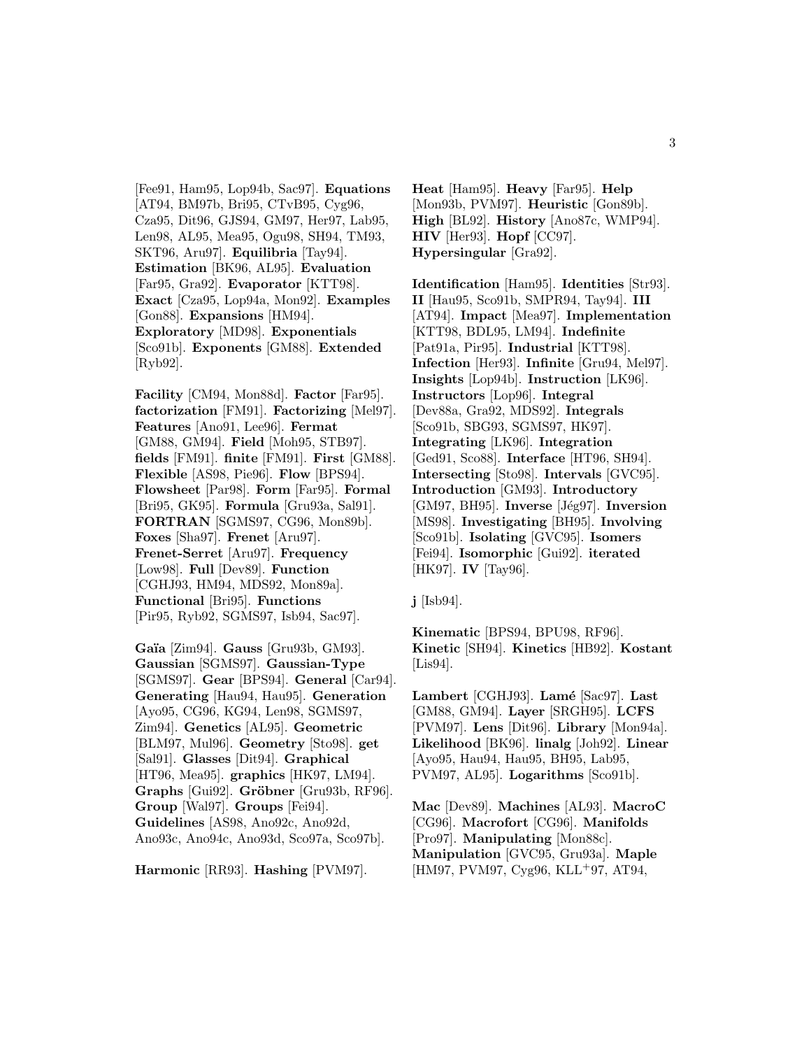[Fee91, Ham95, Lop94b, Sac97]. **Equations** [AT94, BM97b, Bri95, CTvB95, Cyg96, Cza95, Dit96, GJS94, GM97, Her97, Lab95, Len98, AL95, Mea95, Ogu98, SH94, TM93, SKT96, Aru97]. **Equilibria** [Tay94]. **Estimation** [BK96, AL95]. **Evaluation** [Far95, Gra92]. **Evaporator** [KTT98]. **Exact** [Cza95, Lop94a, Mon92]. **Examples** [Gon88]. **Expansions** [HM94]. **Exploratory** [MD98]. **Exponentials** [Sco91b]. **Exponents** [GM88]. **Extended** [Ryb92].

**Facility** [CM94, Mon88d]. **Factor** [Far95]. **factorization** [FM91]. **Factorizing** [Mel97]. **Features** [Ano91, Lee96]. **Fermat** [GM88, GM94]. **Field** [Moh95, STB97]. **fields** [FM91]. **finite** [FM91]. **First** [GM88]. **Flexible** [AS98, Pie96]. **Flow** [BPS94]. **Flowsheet** [Par98]. **Form** [Far95]. **Formal** [Bri95, GK95]. **Formula** [Gru93a, Sal91]. **FORTRAN** [SGMS97, CG96, Mon89b]. **Foxes** [Sha97]. **Frenet** [Aru97]. **Frenet-Serret** [Aru97]. **Frequency** [Low98]. **Full** [Dev89]. **Function** [CGHJ93, HM94, MDS92, Mon89a]. **Functional** [Bri95]. **Functions** [Pir95, Ryb92, SGMS97, Isb94, Sac97].

**Gaïa** [Zim94]. **Gauss** [Gru93b, GM93]. **Gaussian** [SGMS97]. **Gaussian-Type** [SGMS97]. **Gear** [BPS94]. **General** [Car94]. **Generating** [Hau94, Hau95]. **Generation** [Ayo95, CG96, KG94, Len98, SGMS97, Zim94]. **Genetics** [AL95]. **Geometric** [BLM97, Mul96]. **Geometry** [Sto98]. **get** [Sal91]. **Glasses** [Dit94]. **Graphical** [HT96, Mea95]. **graphics** [HK97, LM94]. **Graphs** [Gui92]. **Gröbner** [Gru93b, RF96]. **Group** [Wal97]. **Groups** [Fei94]. **Guidelines** [AS98, Ano92c, Ano92d, Ano93c, Ano94c, Ano93d, Sco97a, Sco97b].

**Harmonic** [RR93]. **Hashing** [PVM97]. **Heat** [Ham95]. **Heavy** [Far95]. **Help** [Mon93b, PVM97]. **Heuristic** [Gon89b]. **High** [BL92]. **History** [Ano87c, WMP94]. **HIV** [Her93]. **Hopf** [CC97]. **Hypersingular** [Gra92].

**Identification** [Ham95]. **Identities** [Str93]. **II** [Hau95, Sco91b, SMPR94, Tay94]. **III** [AT94]. **Impact** [Mea97]. **Implementation** [KTT98, BDL95, LM94]. **Indefinite** [Pat91a, Pir95]. **Industrial** [KTT98]. **Infection** [Her93]. **Infinite** [Gru94, Mel97]. **Insights** [Lop94b]. **Instruction** [LK96]. **Instructors** [Lop96]. **Integral** [Dev88a, Gra92, MDS92]. **Integrals** [Sco91b, SBG93, SGMS97, HK97]. **Integrating** [LK96]. **Integration** [Ged91, Sco88]. **Interface** [HT96, SH94]. **Intersecting** [Sto98]. **Intervals** [GVC95]. **Introduction** [GM93]. **Introductory** [GM97, BH95]. **Inverse** [Jég97]. **Inversion** [MS98]. **Investigating** [BH95]. **Involving** [Sco91b]. **Isolating** [GVC95]. **Isomers** [Fei94]. **Isomorphic** [Gui92]. **iterated** [HK97]. **IV** [Tay96].

**j** [Isb94].

**Kinematic** [BPS94, BPU98, RF96]. **Kinetic** [SH94]. **Kinetics** [HB92]. **Kostant** [Lis94].

**Lambert** [CGHJ93]. **Lamé** [Sac97]. **Last** [GM88, GM94]. **Layer** [SRGH95]. **LCFS** [PVM97]. **Lens** [Dit96]. **Library** [Mon94a]. **Likelihood** [BK96]. **linalg** [Joh92]. **Linear** [Ayo95, Hau94, Hau95, BH95, Lab95, PVM97, AL95]. **Logarithms** [Sco91b].

**Mac** [Dev89]. **Machines** [AL93]. **MacroC** [CG96]. **Macrofort** [CG96]. **Manifolds** [Pro97]. **Manipulating** [Mon88c]. **Manipulation** [GVC95, Gru93a]. **Maple** [HM97, PVM97, Cyg96, KLL+97, AT94,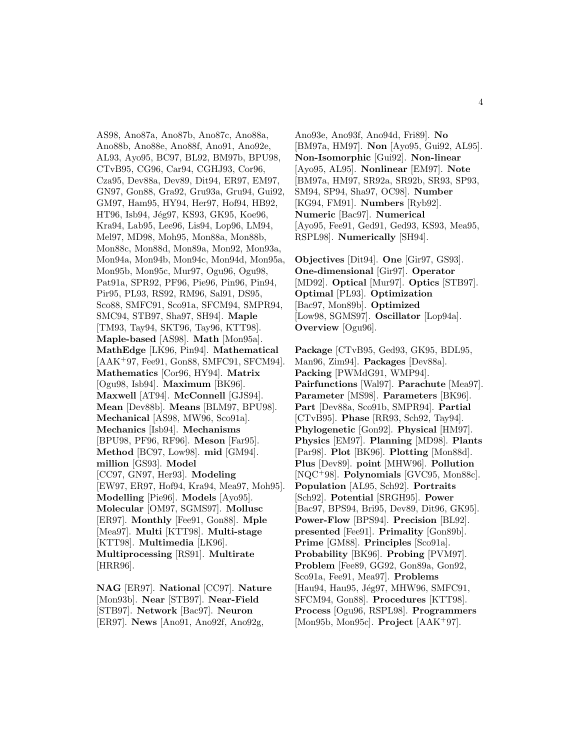AS98, Ano87a, Ano87b, Ano87c, Ano88a, Ano88b, Ano88e, Ano88f, Ano91, Ano92e, AL93, Ayo95, BC97, BL92, BM97b, BPU98, CTvB95, CG96, Car94, CGHJ93, Cor96, Cza95, Dev88a, Dev89, Dit94, ER97, EM97, GN97, Gon88, Gra92, Gru93a, Gru94, Gui92, GM97, Ham95, HY94, Her97, Hof94, HB92, HT96, Isb94, Jég97, KS93, GK95, Koe96, Kra94, Lab95, Lee96, Lis94, Lop96, LM94, Mel97, MD98, Moh95, Mon88a, Mon88b, Mon88c, Mon88d, Mon89a, Mon92, Mon93a, Mon94a, Mon94b, Mon94c, Mon94d, Mon95a, Mon95b, Mon95c, Mur97, Ogu96, Ogu98, Pat91a, SPR92, PF96, Pie96, Pin96, Pin94, Pir95, PL93, RS92, RM96, Sal91, DS95, Sco88, SMFC91, Sco91a, SFCM94, SMPR94, SMC94, STB97, Sha97, SH94]. **Maple** [TM93, Tay94, SKT96, Tay96, KTT98]. **Maple-based** [AS98]. **Math** [Mon95a]. **MathEdge** [LK96, Pin94]. **Mathematical** [AAK+97, Fee91, Gon88, SMFC91, SFCM94]. **Mathematics** [Cor96, HY94]. **Matrix** [Ogu98, Isb94]. **Maximum** [BK96]. **Maxwell** [AT94]. **McConnell** [GJS94]. **Mean** [Dev88b]. **Means** [BLM97, BPU98]. **Mechanical** [AS98, MW96, Sco91a]. **Mechanics** [Isb94]. **Mechanisms** [BPU98, PF96, RF96]. **Meson** [Far95]. **Method** [BC97, Low98]. **mid** [GM94]. **million** [GS93]. **Model** [CC97, GN97, Her93]. **Modeling** [EW97, ER97, Hof94, Kra94, Mea97, Moh95]. **Modelling** [Pie96]. **Models** [Ayo95]. **Molecular** [OM97, SGMS97]. **Mollusc** [ER97]. **Monthly** [Fee91, Gon88]. **Mple** [Mea97]. **Multi** [KTT98]. **Multi-stage** [KTT98]. **Multimedia** [LK96]. **Multiprocessing** [RS91]. **Multirate** [HRR96].

**NAG** [ER97]. **National** [CC97]. **Nature** [Mon93b]. **Near** [STB97]. **Near-Field** [STB97]. **Network** [Bac97]. **Neuron** [ER97]. **News** [Ano91, Ano92f, Ano92g, Ano93e, Ano93f, Ano94d, Fri89]. **No** [BM97a, HM97]. **Non** [Ayo95, Gui92, AL95]. **Non-Isomorphic** [Gui92]. **Non-linear** [Ayo95, AL95]. **Nonlinear** [EM97]. **Note** [BM97a, HM97, SR92a, SR92b, SR93, SP93, SM94, SP94, Sha97, OC98]. **Number** [KG94, FM91]. **Numbers** [Ryb92]. **Numeric** [Bac97]. **Numerical** [Ayo95, Fee91, Ged91, Ged93, KS93, Mea95, RSPL98]. **Numerically** [SH94].

**Objectives** [Dit94]. **One** [Gir97, GS93]. **One-dimensional** [Gir97]. **Operator** [MD92]. **Optical** [Mur97]. **Optics** [STB97]. **Optimal** [PL93]. **Optimization** [Bac97, Mon89b]. **Optimized** [Low98, SGMS97]. **Oscillator** [Lop94a]. **Overview** [Ogu96].

**Package** [CTvB95, Ged93, GK95, BDL95, Man96, Zim94]. **Packages** [Dev88a]. **Packing** [PWMdG91, WMP94]. **Pairfunctions** [Wal97]. **Parachute** [Mea97]. **Parameter** [MS98]. **Parameters** [BK96]. **Part** [Dev88a, Sco91b, SMPR94]. **Partial** [CTvB95]. **Phase** [RR93, Sch92, Tay94]. **Phylogenetic** [Gon92]. **Physical** [HM97]. **Physics** [EM97]. **Planning** [MD98]. **Plants** [Par98]. **Plot** [BK96]. **Plotting** [Mon88d]. **Plus** [Dev89]. **point** [MHW96]. **Pollution** [NQC+98]. **Polynomials** [GVC95, Mon88c]. **Population** [AL95, Sch92]. **Portraits** [Sch92]. **Potential** [SRGH95]. **Power** [Bac97, BPS94, Bri95, Dev89, Dit96, GK95]. **Power-Flow** [BPS94]. **Precision** [BL92]. **presented** [Fee91]. **Primality** [Gon89b]. **Prime** [GM88]. **Principles** [Sco91a]. **Probability** [BK96]. **Probing** [PVM97]. **Problem** [Fee89, GG92, Gon89a, Gon92, Sco91a, Fee91, Mea97]. **Problems** [Hau94, Hau95, Jég97, MHW96, SMFC91, SFCM94, Gon88]. **Procedures** [KTT98]. **Process** [Ogu96, RSPL98]. **Programmers** [Mon95b, Mon95c]. **Project** [AAK+97].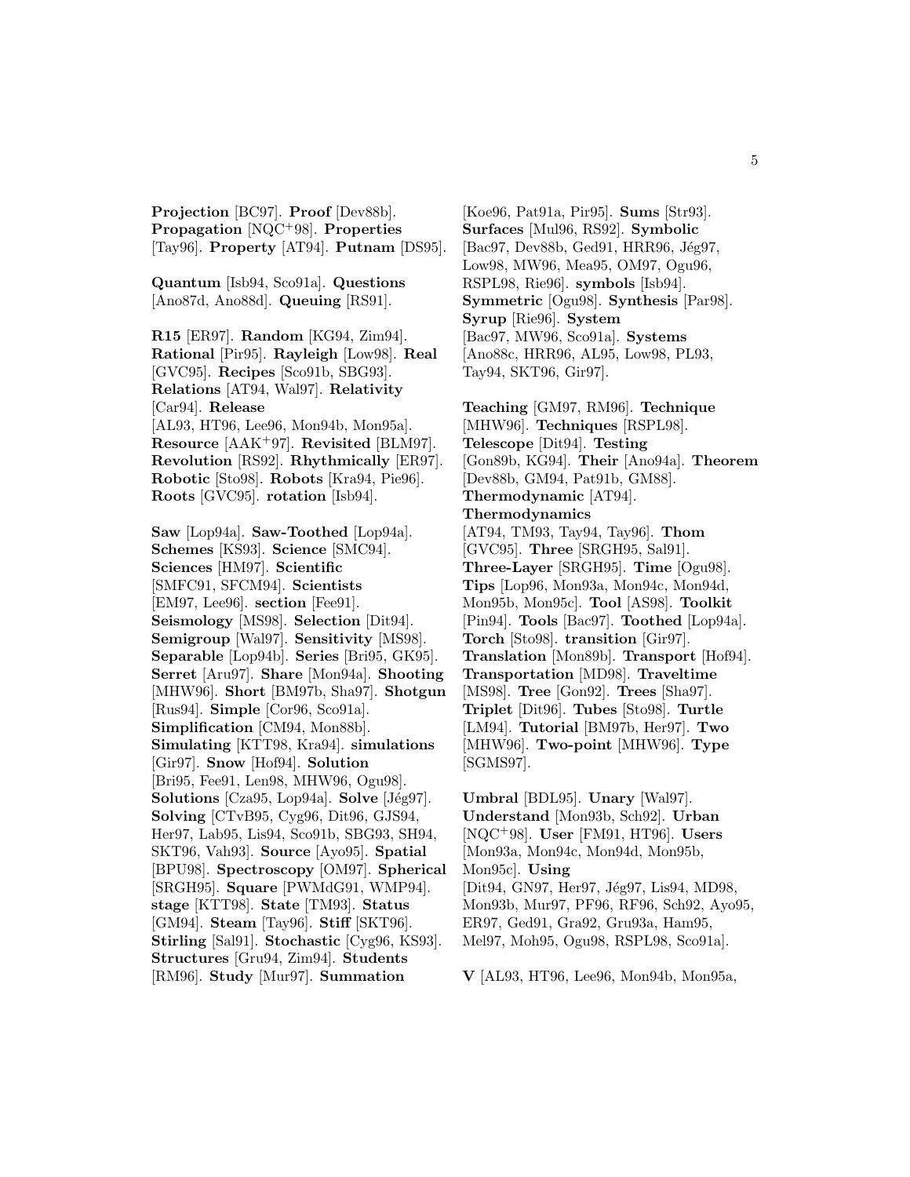**Projection** [BC97]. **Proof** [Dev88b]. **Propagation** [NQC+98]. **Properties** [Tay96]. **Property** [AT94]. **Putnam** [DS95].

**Quantum** [Isb94, Sco91a]. **Questions** [Ano87d, Ano88d]. **Queuing** [RS91].

**R15** [ER97]. **Random** [KG94, Zim94]. **Rational** [Pir95]. **Rayleigh** [Low98]. **Real** [GVC95]. **Recipes** [Sco91b, SBG93]. **Relations** [AT94, Wal97]. **Relativity** [Car94]. **Release** [AL93, HT96, Lee96, Mon94b, Mon95a]. **Resource** [AAK+97]. **Revisited** [BLM97]. **Revolution** [RS92]. **Rhythmically** [ER97]. **Robotic** [Sto98]. **Robots** [Kra94, Pie96]. **Roots** [GVC95]. **rotation** [Isb94].

**Saw** [Lop94a]. **Saw-Toothed** [Lop94a]. **Schemes** [KS93]. **Science** [SMC94]. **Sciences** [HM97]. **Scientific** [SMFC91, SFCM94]. **Scientists** [EM97, Lee96]. **section** [Fee91]. **Seismology** [MS98]. **Selection** [Dit94]. **Semigroup** [Wal97]. **Sensitivity** [MS98]. **Separable** [Lop94b]. **Series** [Bri95, GK95]. **Serret** [Aru97]. **Share** [Mon94a]. **Shooting** [MHW96]. **Short** [BM97b, Sha97]. **Shotgun** [Rus94]. **Simple** [Cor96, Sco91a]. **Simplification** [CM94, Mon88b]. **Simulating** [KTT98, Kra94]. **simulations** [Gir97]. **Snow** [Hof94]. **Solution** [Bri95, Fee91, Len98, MHW96, Ogu98]. **Solutions** [Cza95, Lop94a]. **Solve** [Jég97]. **Solving** [CTvB95, Cyg96, Dit96, GJS94, Her97, Lab95, Lis94, Sco91b, SBG93, SH94, SKT96, Vah93]. **Source** [Ayo95]. **Spatial** [BPU98]. **Spectroscopy** [OM97]. **Spherical** [SRGH95]. **Square** [PWMdG91, WMP94]. **stage** [KTT98]. **State** [TM93]. **Status** [GM94]. **Steam** [Tay96]. **Stiff** [SKT96]. **Stirling** [Sal91]. **Stochastic** [Cyg96, KS93]. **Structures** [Gru94, Zim94]. **Students** [RM96]. **Study** [Mur97]. **Summation** [Koe96, Pat91a, Pir95]. **Sums** [Str93]. **Surfaces** [Mul96, RS92]. **Symbolic** [Bac97, Dev88b, Ged91, HRR96, Jég97, Low98, MW96, Mea95, OM97, Ogu96, RSPL98, Rie96]. **symbols** [Isb94]. **Symmetric** [Ogu98]. **Synthesis** [Par98]. **Syrup** [Rie96]. **System** [Bac97, MW96, Sco91a]. **Systems** [Ano88c, HRR96, AL95, Low98, PL93, Tay94, SKT96, Gir97].

**Teaching** [GM97, RM96]. **Technique** [MHW96]. **Techniques** [RSPL98]. **Telescope** [Dit94]. **Testing** [Gon89b, KG94]. **Their** [Ano94a]. **Theorem** [Dev88b, GM94, Pat91b, GM88]. **Thermodynamic** [AT94]. **Thermodynamics** [AT94, TM93, Tay94, Tay96]. **Thom** [GVC95]. **Three** [SRGH95, Sal91]. **Three-Layer** [SRGH95]. **Time** [Ogu98]. **Tips** [Lop96, Mon93a, Mon94c, Mon94d, Mon95b, Mon95c]. **Tool** [AS98]. **Toolkit** [Pin94]. **Tools** [Bac97]. **Toothed** [Lop94a]. **Torch** [Sto98]. **transition** [Gir97]. **Translation** [Mon89b]. **Transport** [Hof94]. **Transportation** [MD98]. **Traveltime** [MS98]. **Tree** [Gon92]. **Trees** [Sha97]. **Triplet** [Dit96]. **Tubes** [Sto98]. **Turtle** [LM94]. **Tutorial** [BM97b, Her97]. **Two** [MHW96]. **Two-point** [MHW96]. **Type** [SGMS97].

**Umbral** [BDL95]. **Unary** [Wal97]. **Understand** [Mon93b, Sch92]. **Urban** [NQC+98]. **User** [FM91, HT96]. **Users** [Mon93a, Mon94c, Mon94d, Mon95b, Mon95c]. **Using** [Dit94, GN97, Her97, Jég97, Lis94, MD98, Mon93b, Mur97, PF96, RF96, Sch92, Ayo95, ER97, Ged91, Gra92, Gru93a, Ham95, Mel97, Moh95, Ogu98, RSPL98, Sco91a].

**V** [AL93, HT96, Lee96, Mon94b, Mon95a,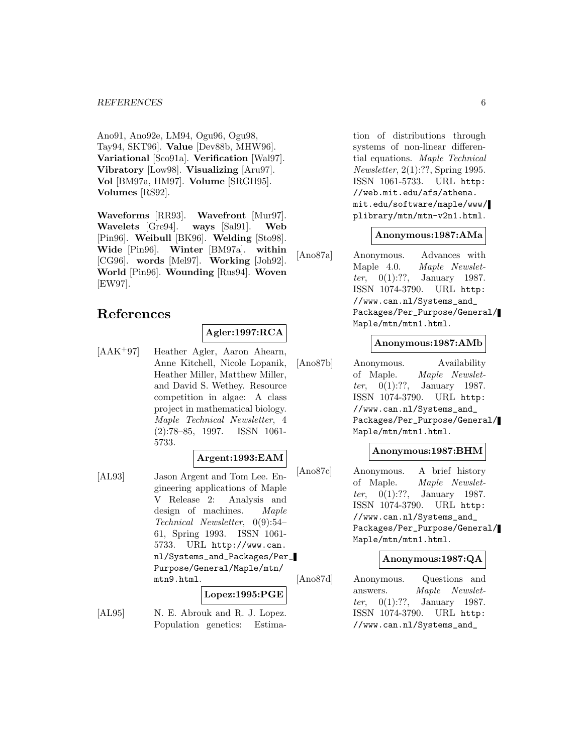Ano91, Ano92e, LM94, Ogu96, Ogu98, Tay94, SKT96]. **Value** [Dev88b, MHW96]. **Variational** [Sco91a]. **Verification** [Wal97]. **Vibratory** [Low98]. **Visualizing** [Aru97]. **Vol** [BM97a, HM97]. **Volume** [SRGH95]. **Volumes** [RS92].

**Waveforms** [RR93]. **Wavefront** [Mur97]. **Wavelets** [Gre94]. **ways** [Sal91]. **Web** [Pin96]. **Weibull** [BK96]. **Welding** [Sto98]. **Wide** [Pin96]. **Winter** [BM97a]. **within** [CG96]. **words** [Mel97]. **Working** [Joh92]. **World** [Pin96]. **Wounding** [Rus94]. **Woven** [EW97].

# References

**Agler:1997:RCA**

[AAK+97] Heather Agler, Aaron Ahearn, Anne Kitchell, Nicole Lopanik, Heather Miller, Matthew Miller, and David S. Wethey. Resource competition in algae: A class project in mathematical biology. *Maple Technical Newsletter*, 4 (2):78–85, 1997. ISSN 1061-5733.

**Argent:1993:EAM**

[AL93] Jason Argent and Tom Lee. Engineering applications of Maple V Release 2: Analysis and design of machines. *Maple Technical Newsletter*, 0(9):54–61, Spring 1993. ISSN 1061-5733. URL http://www.can.nl/Systems_and_Packages/Per_Purpose/General/Maple/mtn/mtn9.html.

**Lopez:1995:PGE**

[AL95] N. E. Abrouk and R. J. Lopez. Population genetics: Estimation of distributions through systems of non-linear differential equations. *Maple Technical Newsletter*, 2(1):??, Spring 1995. ISSN 1061-5733. URL http://web.mit.edu/afs/athena.mit.edu/software/maple/www/plibrary/mtn/mtn-v2n1.html.

**Anonymous:1987:AMa**

[Ano87a] Anonymous. Advances with Maple 4.0. *Maple Newsletter*, 0(1):??, January 1987. ISSN 1074-3790. URL http://www.can.nl/Systems_and_Packages/Per_Purpose/General/Maple/mtn/mtn1.html.

**Anonymous:1987:AMb**

[Ano87b] Anonymous. Availability of Maple. *Maple Newsletter*, 0(1):??, January 1987. ISSN 1074-3790. URL http://www.can.nl/Systems_and_Packages/Per_Purpose/General/Maple/mtn/mtn1.html.

**Anonymous:1987:BHM**

[Ano87c] Anonymous. A brief history of Maple. *Maple Newsletter*, 0(1):??, January 1987. ISSN 1074-3790. URL http://www.can.nl/Systems_and_Packages/Per_Purpose/General/Maple/mtn/mtn1.html.

**Anonymous:1987:QA**

[Ano87d] Anonymous. Questions and answers. *Maple Newsletter*, 0(1):??, January 1987. ISSN 1074-3790. URL http://www.can.nl/Systems_and_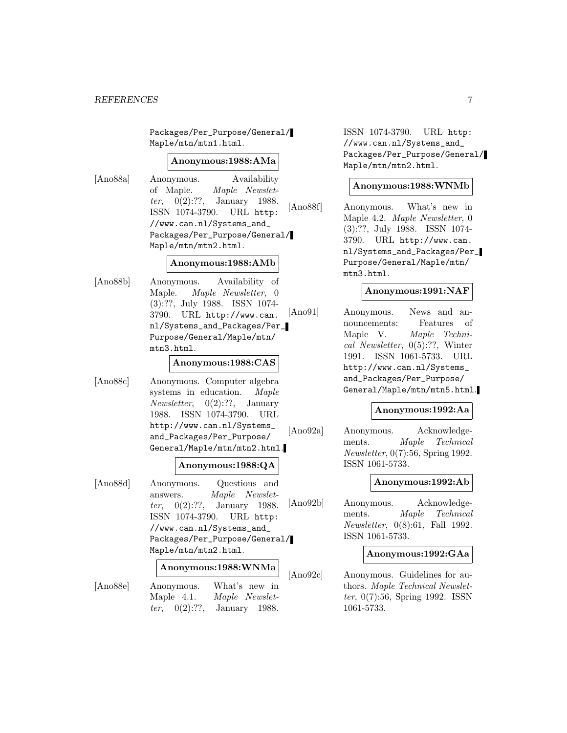Packages/Per_Purpose/General/Maple/mtn/mtn1.html.

**Anonymous:1988:AMa**

[Ano88a] Anonymous. Availability of Maple. *Maple Newsletter*, 0(2):??, January 1988. ISSN 1074-3790. URL http://www.can.nl/Systems_and_Packages/Per_Purpose/General/Maple/mtn/mtn2.html.

**Anonymous:1988:AMb**

[Ano88b] Anonymous. Availability of Maple. *Maple Newsletter*, 0(3):??, July 1988. ISSN 1074-3790. URL http://www.can.nl/Systems_and_Packages/Per_Purpose/General/Maple/mtn/mtn3.html.

**Anonymous:1988:CAS**

[Ano88c] Anonymous. Computer algebra systems in education. *Maple Newsletter*, 0(2):??, January 1988. ISSN 1074-3790. URL http://www.can.nl/Systems_and_Packages/Per_Purpose/General/Maple/mtn/mtn2.html.

**Anonymous:1988:QA**

[Ano88d] Anonymous. Questions and answers. *Maple Newsletter*, 0(2):??, January 1988. ISSN 1074-3790. URL http://www.can.nl/Systems_and_Packages/Per_Purpose/General/Maple/mtn/mtn2.html.

**Anonymous:1988:WNMa**

[Ano88e] Anonymous. What's new in Maple 4.1. *Maple Newsletter*, 0(2):??, January 1988. ISSN 1074-3790. URL http://www.can.nl/Systems_and_Packages/Per_Purpose/General/Maple/mtn/mtn2.html.

**Anonymous:1988:WNMb**

[Ano88f] Anonymous. What's new in Maple 4.2. *Maple Newsletter*, 0(3):??, July 1988. ISSN 1074-3790. URL http://www.can.nl/Systems_and_Packages/Per_Purpose/General/Maple/mtn/mtn3.html.

**Anonymous:1991:NAF**

[Ano91] Anonymous. News and announcements: Features of Maple V. *Maple Technical Newsletter*, 0(5):??, Winter 1991. ISSN 1061-5733. URL http://www.can.nl/Systems_and_Packages/Per_Purpose/General/Maple/mtn/mtn5.html.

**Anonymous:1992:Aa**

[Ano92a] Anonymous. Acknowledgements. *Maple Technical Newsletter*, 0(7):56, Spring 1992. ISSN 1061-5733.

**Anonymous:1992:Ab**

[Ano92b] Anonymous. Acknowledgements. *Maple Technical Newsletter*, 0(8):61, Fall 1992. ISSN 1061-5733.

**Anonymous:1992:GAa**

[Ano92c] Anonymous. Guidelines for authors. *Maple Technical Newsletter*, 0(7):56, Spring 1992. ISSN 1061-5733.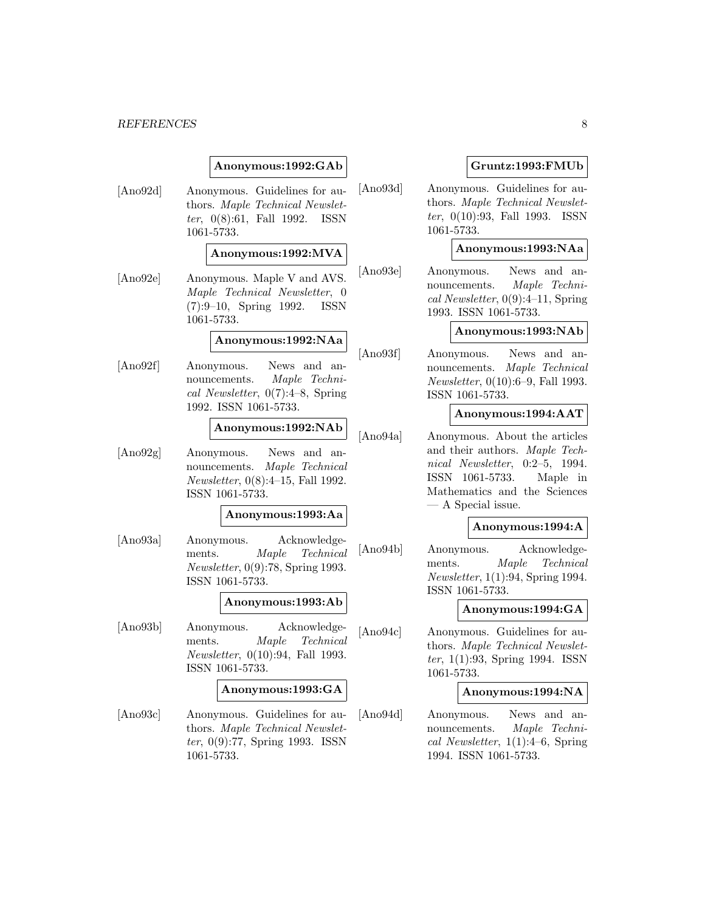**Anonymous:1992:GAb**

[Ano92d] Anonymous. Guidelines for authors. *Maple Technical Newsletter*, 0(8):61, Fall 1992. ISSN 1061-5733.

**Anonymous:1992:MVA**

[Ano92e] Anonymous. Maple V and AVS. *Maple Technical Newsletter*, 0 (7):9–10, Spring 1992. ISSN 1061-5733.

**Anonymous:1992:NAa**

[Ano92f] Anonymous. News and announcements. *Maple Technical Newsletter*, 0(7):4–8, Spring 1992. ISSN 1061-5733.

**Anonymous:1992:NAb**

[Ano92g] Anonymous. News and announcements. *Maple Technical Newsletter*, 0(8):4–15, Fall 1992. ISSN 1061-5733.

**Anonymous:1993:Aa**

[Ano93a] Anonymous. Acknowledgements. *Maple Technical Newsletter*, 0(9):78, Spring 1993. ISSN 1061-5733.

**Anonymous:1993:Ab**

[Ano93b] Anonymous. Acknowledgements. *Maple Technical Newsletter*, 0(10):94, Fall 1993. ISSN 1061-5733.

**Anonymous:1993:GA**

[Ano93c] Anonymous. Guidelines for authors. *Maple Technical Newsletter*, 0(9):77, Spring 1993. ISSN 1061-5733.

**Gruntz:1993:FMUb**

[Ano93d] Anonymous. Guidelines for authors. *Maple Technical Newsletter*, 0(10):93, Fall 1993. ISSN 1061-5733.

**Anonymous:1993:NAa**

[Ano93e] Anonymous. News and announcements. *Maple Technical Newsletter*, 0(9):4–11, Spring 1993. ISSN 1061-5733.

**Anonymous:1993:NAb**

[Ano93f] Anonymous. News and announcements. *Maple Technical Newsletter*, 0(10):6–9, Fall 1993. ISSN 1061-5733.

**Anonymous:1994:AAT**

[Ano94a] Anonymous. About the articles and their authors. *Maple Technical Newsletter*, 0:2–5, 1994. ISSN 1061-5733. Maple in Mathematics and the Sciences — A Special issue.

**Anonymous:1994:A**

[Ano94b] Anonymous. Acknowledgements. *Maple Technical Newsletter*, 1(1):94, Spring 1994. ISSN 1061-5733.

**Anonymous:1994:GA**

[Ano94c] Anonymous. Guidelines for authors. *Maple Technical Newsletter*, 1(1):93, Spring 1994. ISSN 1061-5733.

**Anonymous:1994:NA**

[Ano94d] Anonymous. News and announcements. *Maple Technical Newsletter*, 1(1):4–6, Spring 1994. ISSN 1061-5733.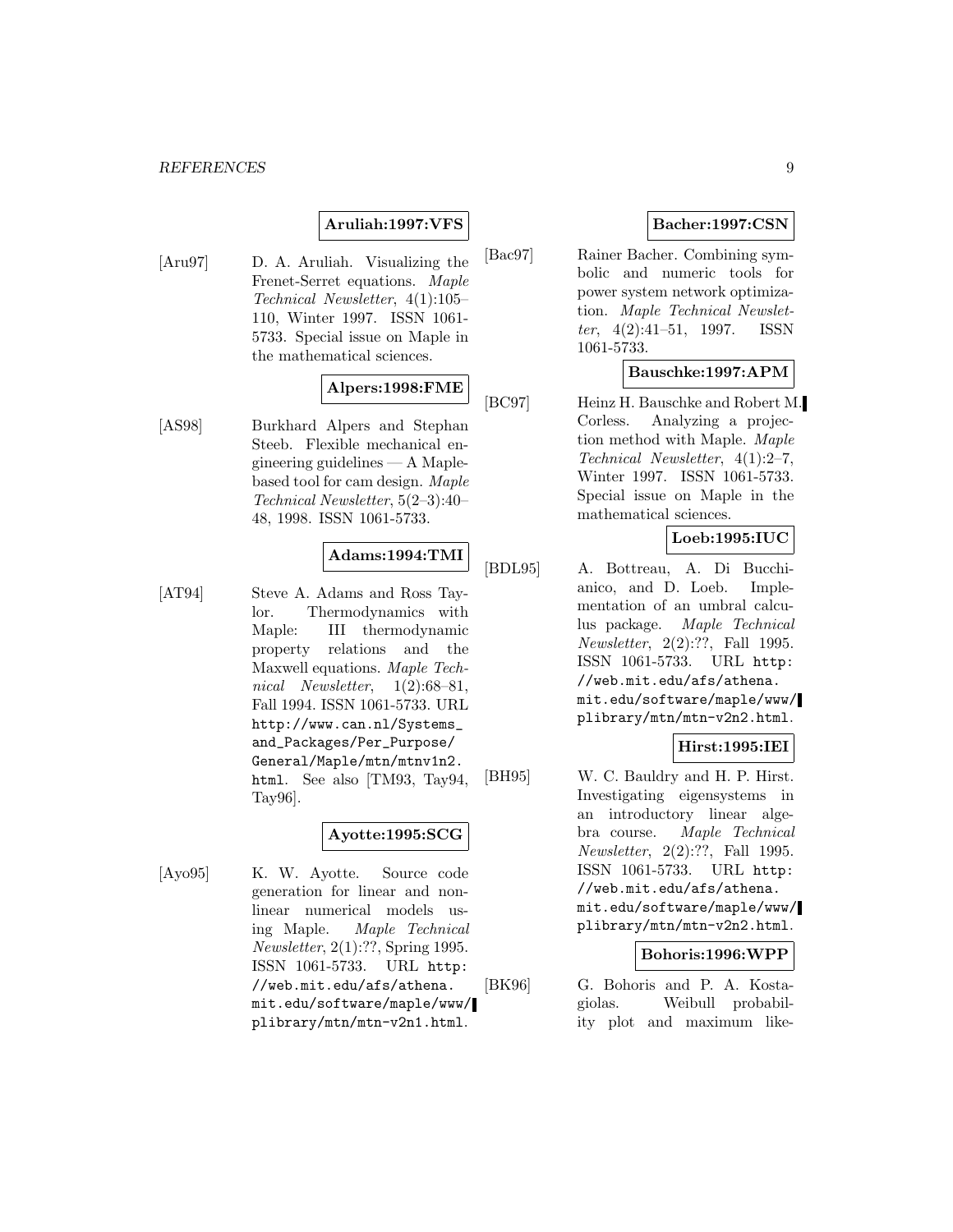**Aruliah:1997:VFS**

[Aru97] D. A. Aruliah. Visualizing the Frenet-Serret equations. *Maple Technical Newsletter*, 4(1):105–110, Winter 1997. ISSN 1061-5733. Special issue on Maple in the mathematical sciences.

**Alpers:1998:FME**

[AS98] Burkhard Alpers and Stephan Steeb. Flexible mechanical engineering guidelines — A Maple-based tool for cam design. *Maple Technical Newsletter*, 5(2–3):40–48, 1998. ISSN 1061-5733.

**Adams:1994:TMI**

[AT94] Steve A. Adams and Ross Taylor. Thermodynamics with Maple: III thermodynamic property relations and the Maxwell equations. *Maple Technical Newsletter*, 1(2):68–81, Fall 1994. ISSN 1061-5733. URL `http://www.can.nl/Systems_and_Packages/Per_Purpose/General/Maple/mtn/mtnv1n2.html`. See also [TM93, Tay94, Tay96].

**Ayotte:1995:SCG**

[Ayo95] K. W. Ayotte. Source code generation for linear and nonlinear numerical models using Maple. *Maple Technical Newsletter*, 2(1):??, Spring 1995. ISSN 1061-5733. URL `http://web.mit.edu/afs/athena.mit.edu/software/maple/www/plibrary/mtn/mtn-v2n1.html`.

**Bacher:1997:CSN**

[Bac97] Rainer Bacher. Combining symbolic and numeric tools for power system network optimization. *Maple Technical Newsletter*, 4(2):41–51, 1997. ISSN 1061-5733.

**Bauschke:1997:APM**

[BC97] Heinz H. Bauschke and Robert M. Corless. Analyzing a projection method with Maple. *Maple Technical Newsletter*, 4(1):2–7, Winter 1997. ISSN 1061-5733. Special issue on Maple in the mathematical sciences.

**Loeb:1995:IUC**

[BDL95] A. Bottreau, A. Di Bucchianico, and D. Loeb. Implementation of an umbral calculus package. *Maple Technical Newsletter*, 2(2):??, Fall 1995. ISSN 1061-5733. URL `http://web.mit.edu/afs/athena.mit.edu/software/maple/www/plibrary/mtn/mtn-v2n2.html`.

**Hirst:1995:IEI**

[BH95] W. C. Bauldry and H. P. Hirst. Investigating eigensystems in an introductory linear algebra course. *Maple Technical Newsletter*, 2(2):??, Fall 1995. ISSN 1061-5733. URL `http://web.mit.edu/afs/athena.mit.edu/software/maple/www/plibrary/mtn/mtn-v2n2.html`.

**Bohoris:1996:WPP**

[BK96] G. Bohoris and P. A. Kostagiolas. Weibull probability plot and maximum like-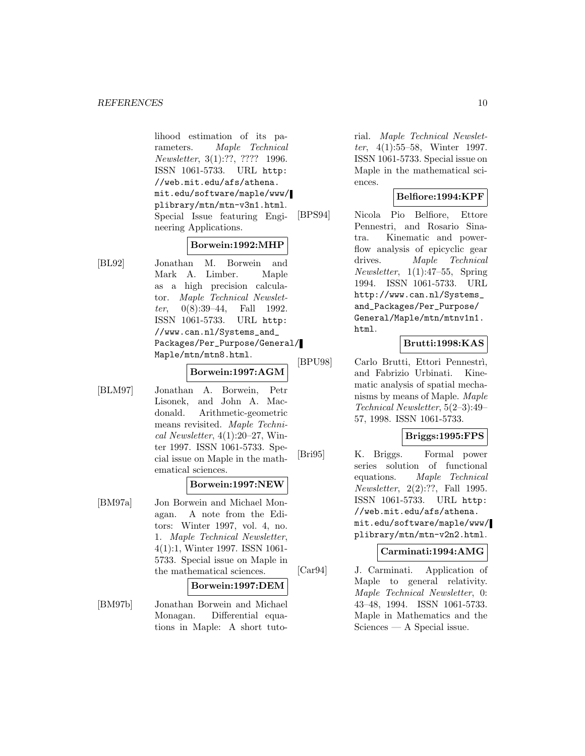lihood estimation of its parameters. *Maple Technical Newsletter*, 3(1):??, ???? 1996. ISSN 1061-5733. URL http://web.mit.edu/afs/athena.mit.edu/software/maple/www/plibrary/mtn/mtn-v3n1.html. Special Issue featuring Engineering Applications.

**Borwein:1992:MHP**

[BL92] Jonathan M. Borwein and Mark A. Limber. Maple as a high precision calculator. *Maple Technical Newsletter*, 0(8):39–44, Fall 1992. ISSN 1061-5733. URL http://www.can.nl/Systems_and_Packages/Per_Purpose/General/Maple/mtn/mtn8.html.

**Borwein:1997:AGM**

[BLM97] Jonathan A. Borwein, Petr Lisonek, and John A. Macdonald. Arithmetic-geometric means revisited. *Maple Technical Newsletter*, 4(1):20–27, Winter 1997. ISSN 1061-5733. Special issue on Maple in the mathematical sciences.

**Borwein:1997:NEW**

[BM97a] Jon Borwein and Michael Monagan. A note from the Editors: Winter 1997, vol. 4, no. 1. *Maple Technical Newsletter*, 4(1):1, Winter 1997. ISSN 1061-5733. Special issue on Maple in the mathematical sciences.

**Borwein:1997:DEM**

[BM97b] Jonathan Borwein and Michael Monagan. Differential equations in Maple: A short tutorial. *Maple Technical Newsletter*, 4(1):55–58, Winter 1997. ISSN 1061-5733. Special issue on Maple in the mathematical sciences.

**Belfiore:1994:KPF**

[BPS94] Nicola Pio Belfiore, Ettore Pennestri, and Rosario Sinatra. Kinematic and powerflow analysis of epicyclic gear drives. *Maple Technical Newsletter*, 1(1):47–55, Spring 1994. ISSN 1061-5733. URL http://www.can.nl/Systems_and_Packages/Per_Purpose/General/Maple/mtn/mtnv1n1.html.

**Brutti:1998:KAS**

[BPU98] Carlo Brutti, Ettori Pennestrì, and Fabrizio Urbinati. Kinematic analysis of spatial mechanisms by means of Maple. *Maple Technical Newsletter*, 5(2–3):49–57, 1998. ISSN 1061-5733.

**Briggs:1995:FPS**

[Bri95] K. Briggs. Formal power series solution of functional equations. *Maple Technical Newsletter*, 2(2):??, Fall 1995. ISSN 1061-5733. URL http://web.mit.edu/afs/athena.mit.edu/software/maple/www/plibrary/mtn/mtn-v2n2.html.

**Carminati:1994:AMG**

[Car94] J. Carminati. Application of Maple to general relativity. *Maple Technical Newsletter*, 0: 43–48, 1994. ISSN 1061-5733. Maple in Mathematics and the Sciences — A Special issue.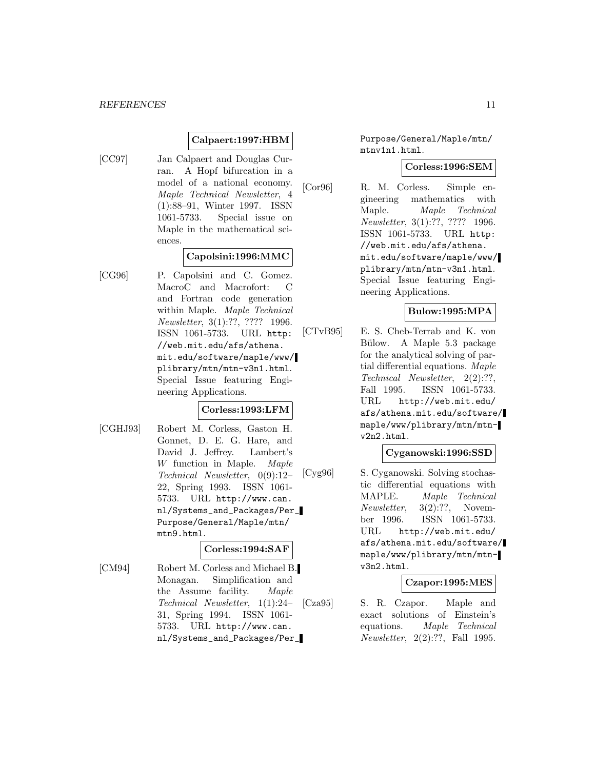**Calpaert:1997:HBM**

[CC97] Jan Calpaert and Douglas Curran. A Hopf bifurcation in a model of a national economy. *Maple Technical Newsletter*, 4 (1):88–91, Winter 1997. ISSN 1061-5733. Special issue on Maple in the mathematical sciences.

**Capolsini:1996:MMC**

[CG96] P. Capolsini and C. Gomez. MacroC and Macrofort: C and Fortran code generation within Maple. *Maple Technical Newsletter*, 3(1):??, ???? 1996. ISSN 1061-5733. URL `http://web.mit.edu/afs/athena.mit.edu/software/maple/www/plibrary/mtn/mtn-v3n1.html`. Special Issue featuring Engineering Applications.

**Corless:1993:LFM**

[CGHJ93] Robert M. Corless, Gaston H. Gonnet, D. E. G. Hare, and David J. Jeffrey. Lambert's $W$ function in Maple. *Maple Technical Newsletter*, 0(9):12–22, Spring 1993. ISSN 1061-5733. URL `http://www.can.nl/Systems_and_Packages/Per_Purpose/General/Maple/mtn/mtn9.html`.

**Corless:1994:SAF**

[CM94] Robert M. Corless and Michael B. Monagan. Simplification and the Assume facility. *Maple Technical Newsletter*, 1(1):24–31, Spring 1994. ISSN 1061-5733. URL `http://www.can.nl/Systems_and_Packages/Per_Purpose/General/Maple/mtn/mtnv1n1.html`.

**Corless:1996:SEM**

[Cor96] R. M. Corless. Simple engineering mathematics with Maple. *Maple Technical Newsletter*, 3(1):??, ???? 1996. ISSN 1061-5733. URL `http://web.mit.edu/afs/athena.mit.edu/software/maple/www/plibrary/mtn/mtn-v3n1.html`. Special Issue featuring Engineering Applications.

**Bulow:1995:MPA**

[CTvB95] E. S. Cheb-Terrab and K. von Bülow. A Maple 5.3 package for the analytical solving of partial differential equations. *Maple Technical Newsletter*, 2(2):??, Fall 1995. ISSN 1061-5733. URL `http://web.mit.edu/afs/athena.mit.edu/software/maple/www/plibrary/mtn/mtn-v2n2.html`.

**Cyganowski:1996:SSD**

[Cyg96] S. Cyganowski. Solving stochastic differential equations with MAPLE. *Maple Technical Newsletter*, 3(2):??, November 1996. ISSN 1061-5733. URL `http://web.mit.edu/afs/athena.mit.edu/software/maple/www/plibrary/mtn/mtn-v3n2.html`.

**Czapor:1995:MES**

[Cza95] S. R. Czapor. Maple and exact solutions of Einstein's equations. *Maple Technical Newsletter*, 2(2):??, Fall 1995.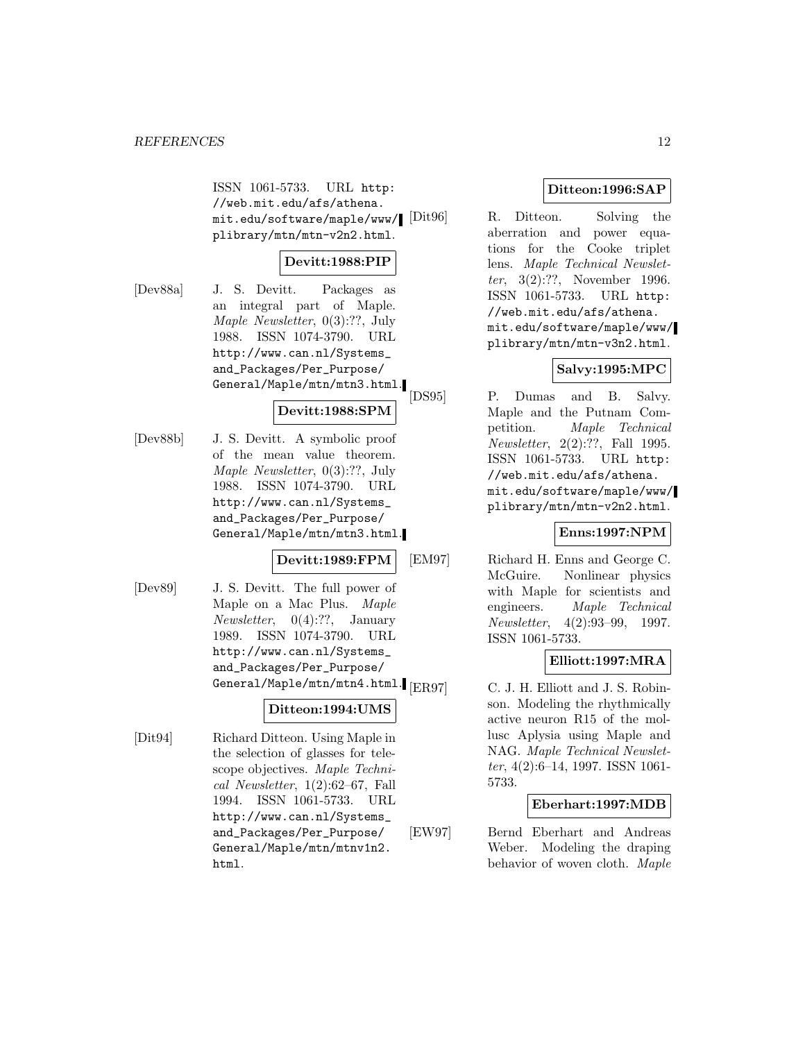ISSN 1061-5733. URL http://web.mit.edu/afs/athena.mit.edu/software/maple/www/plibrary/mtn/mtn-v2n2.html.

**Devitt:1988:PIP**

[Dev88a] J. S. Devitt. Packages as an integral part of Maple. *Maple Newsletter*, 0(3):??, July 1988. ISSN 1074-3790. URL http://www.can.nl/Systems_and_Packages/Per_Purpose/General/Maple/mtn/mtn3.html.

**Devitt:1988:SPM**

[Dev88b] J. S. Devitt. A symbolic proof of the mean value theorem. *Maple Newsletter*, 0(3):??, July 1988. ISSN 1074-3790. URL http://www.can.nl/Systems_and_Packages/Per_Purpose/General/Maple/mtn/mtn3.html.

**Devitt:1989:FPM**

[Dev89] J. S. Devitt. The full power of Maple on a Mac Plus. *Maple Newsletter*, 0(4):??, January 1989. ISSN 1074-3790. URL http://www.can.nl/Systems_and_Packages/Per_Purpose/General/Maple/mtn/mtn4.html.

**Ditteon:1994:UMS**

[Dit94] Richard Ditteon. Using Maple in the selection of glasses for telescope objectives. *Maple Technical Newsletter*, 1(2):62–67, Fall 1994. ISSN 1061-5733. URL http://www.can.nl/Systems_and_Packages/Per_Purpose/General/Maple/mtn/mtnv1n2.html.

**Ditteon:1996:SAP**

[Dit96] R. Ditteon. Solving the aberration and power equations for the Cooke triplet lens. *Maple Technical Newsletter*, 3(2):??, November 1996. ISSN 1061-5733. URL http://web.mit.edu/afs/athena.mit.edu/software/maple/www/plibrary/mtn/mtn-v3n2.html.

**Salvy:1995:MPC**

[DS95] P. Dumas and B. Salvy. Maple and the Putnam Competition. *Maple Technical Newsletter*, 2(2):??, Fall 1995. ISSN 1061-5733. URL http://web.mit.edu/afs/athena.mit.edu/software/maple/www/plibrary/mtn/mtn-v2n2.html.

**Enns:1997:NPM**

[EM97] Richard H. Enns and George C. McGuire. Nonlinear physics with Maple for scientists and engineers. *Maple Technical Newsletter*, 4(2):93–99, 1997. ISSN 1061-5733.

**Elliott:1997:MRA**

[ER97] C. J. H. Elliott and J. S. Robinson. Modeling the rhythmically active neuron R15 of the mollusc Aplysia using Maple and NAG. *Maple Technical Newsletter*, 4(2):6–14, 1997. ISSN 1061-5733.

**Eberhart:1997:MDB**

[EW97] Bernd Eberhart and Andreas Weber. Modeling the draping behavior of woven cloth. *Maple*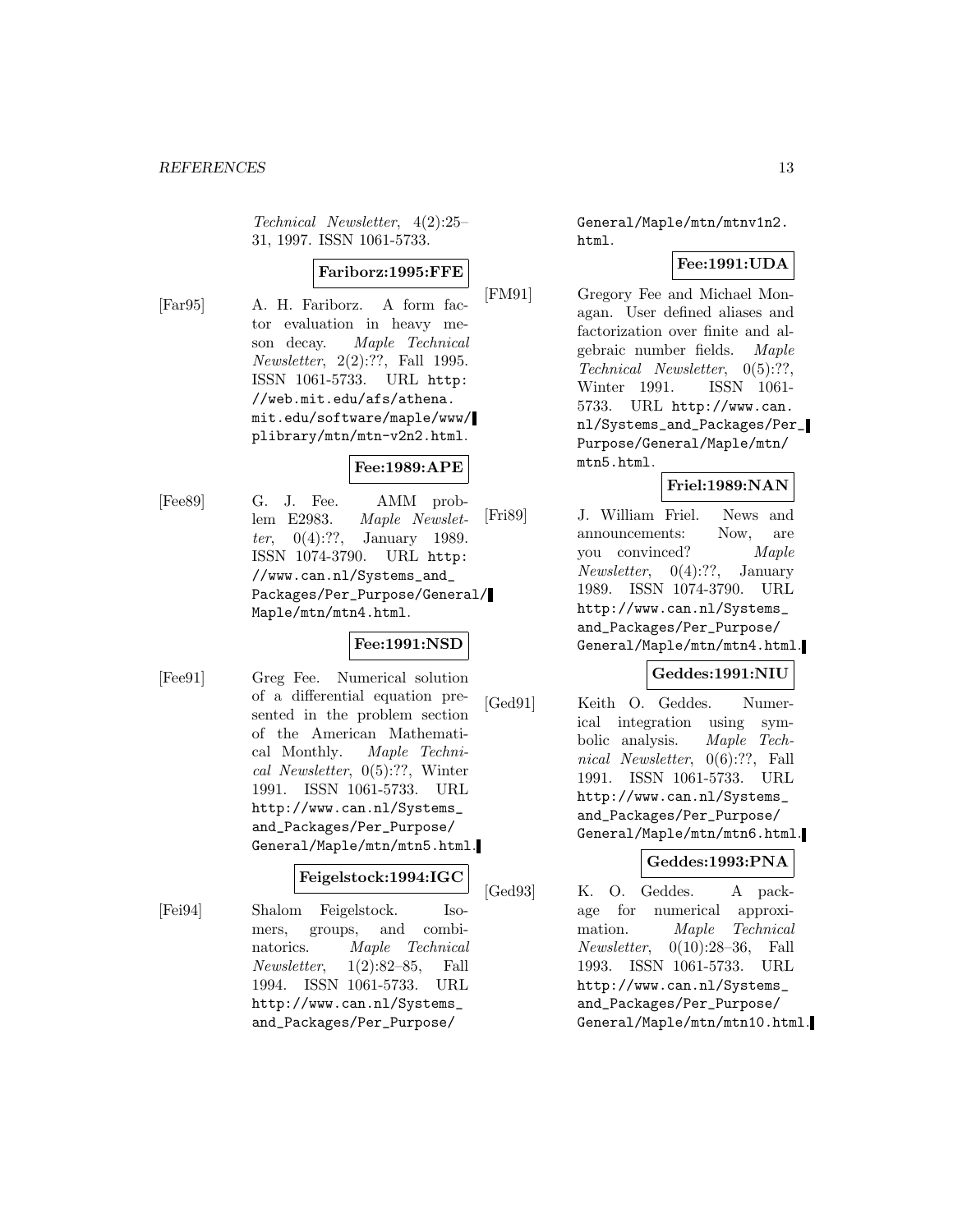*Technical Newsletter*, 4(2):25–31, 1997. ISSN 1061-5733.

**Fariborz:1995:FFE**

[Far95] A. H. Fariborz. A form factor evaluation in heavy meson decay. *Maple Technical Newsletter*, 2(2):??, Fall 1995. ISSN 1061-5733. URL http://web.mit.edu/afs/athena.mit.edu/software/maple/www/plibrary/mtn/mtn-v2n2.html.

**Fee:1989:APE**

[Fee89] G. J. Fee. AMM problem E2983. *Maple Newsletter*, 0(4):??, January 1989. ISSN 1074-3790. URL http://www.can.nl/Systems_and_Packages/Per_Purpose/General/Maple/mtn/mtn4.html.

**Fee:1991:NSD**

[Fee91] Greg Fee. Numerical solution of a differential equation presented in the problem section of the American Mathematical Monthly. *Maple Technical Newsletter*, 0(5):??, Winter 1991. ISSN 1061-5733. URL http://www.can.nl/Systems_and_Packages/Per_Purpose/General/Maple/mtn/mtn5.html.

**Feigelstock:1994:IGC**

[Fei94] Shalom Feigelstock. Isomers, groups, and combinatorics. *Maple Technical Newsletter*, 1(2):82–85, Fall 1994. ISSN 1061-5733. URL http://www.can.nl/Systems_and_Packages/Per_Purpose/General/Maple/mtn/mtnv1n2.html.

**Fee:1991:UDA**

[FM91] Gregory Fee and Michael Monagan. User defined aliases and factorization over finite and algebraic number fields. *Maple Technical Newsletter*, 0(5):??, Winter 1991. ISSN 1061-5733. URL http://www.can.nl/Systems_and_Packages/Per_Purpose/General/Maple/mtn/mtn5.html.

**Friel:1989:NAN**

[Fri89] J. William Friel. News and announcements: Now, are you convinced? *Maple Newsletter*, 0(4):??, January 1989. ISSN 1074-3790. URL http://www.can.nl/Systems_and_Packages/Per_Purpose/General/Maple/mtn/mtn4.html.

**Geddes:1991:NIU**

[Ged91] Keith O. Geddes. Numerical integration using symbolic analysis. *Maple Technical Newsletter*, 0(6):??, Fall 1991. ISSN 1061-5733. URL http://www.can.nl/Systems_and_Packages/Per_Purpose/General/Maple/mtn/mtn6.html.

**Geddes:1993:PNA**

[Ged93] K. O. Geddes. A package for numerical approximation. *Maple Technical Newsletter*, 0(10):28–36, Fall 1993. ISSN 1061-5733. URL http://www.can.nl/Systems_and_Packages/Per_Purpose/General/Maple/mtn/mtn10.html.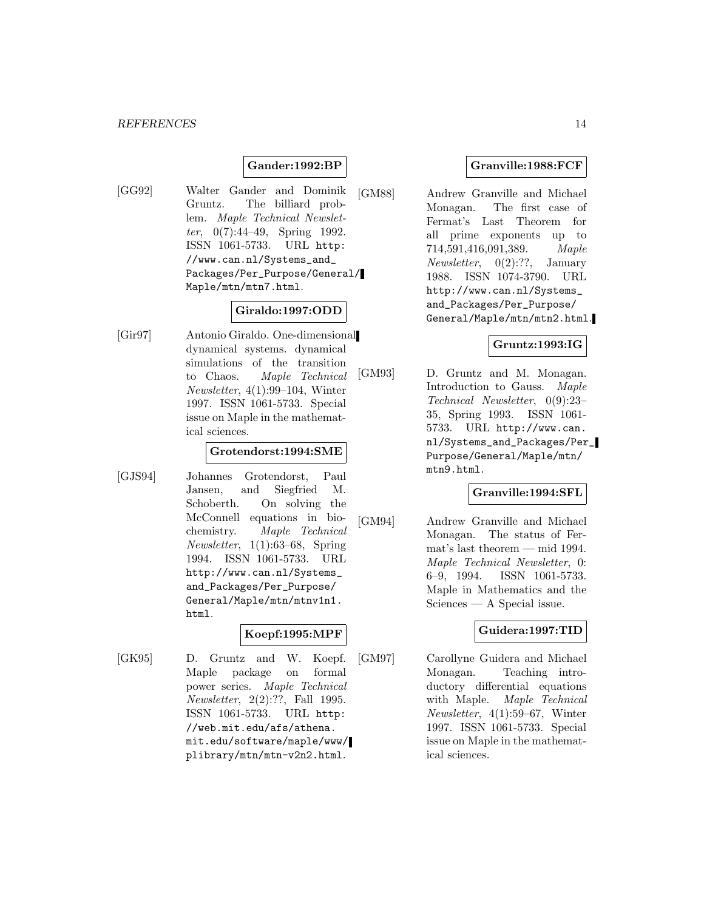**Gander:1992:BP**

[GG92] Walter Gander and Dominik Gruntz. The billiard problem. *Maple Technical Newsletter*, 0(7):44–49, Spring 1992. ISSN 1061-5733. URL `http://www.can.nl/Systems_and_Packages/Per_Purpose/General/Maple/mtn/mtn7.html`.

**Giraldo:1997:ODD**

[Gir97] Antonio Giraldo. One-dimensional dynamical systems. dynamical simulations of the transition to Chaos. *Maple Technical Newsletter*, 4(1):99–104, Winter 1997. ISSN 1061-5733. Special issue on Maple in the mathematical sciences.

**Grotendorst:1994:SME**

[GJS94] Johannes Grotendorst, Paul Jansen, and Siegfried M. Schoberth. On solving the McConnell equations in biochemistry. *Maple Technical Newsletter*, 1(1):63–68, Spring 1994. ISSN 1061-5733. URL `http://www.can.nl/Systems_and_Packages/Per_Purpose/General/Maple/mtn/mtnv1n1.html`.

**Koepf:1995:MPF**

[GK95] D. Gruntz and W. Koepf. Maple package on formal power series. *Maple Technical Newsletter*, 2(2):??, Fall 1995. ISSN 1061-5733. URL `http://web.mit.edu/afs/athena.mit.edu/software/maple/www/plibrary/mtn/mtn-v2n2.html`.

**Granville:1988:FCF**

[GM88] Andrew Granville and Michael Monagan. The first case of Fermat's Last Theorem for all prime exponents up to 714,591,416,091,389. *Maple Newsletter*, 0(2):??, January 1988. ISSN 1074-3790. URL `http://www.can.nl/Systems_and_Packages/Per_Purpose/General/Maple/mtn/mtn2.html`.

**Gruntz:1993:IG**

[GM93] D. Gruntz and M. Monagan. Introduction to Gauss. *Maple Technical Newsletter*, 0(9):23–35, Spring 1993. ISSN 1061-5733. URL `http://www.can.nl/Systems_and_Packages/Per_Purpose/General/Maple/mtn/mtn9.html`.

**Granville:1994:SFL**

[GM94] Andrew Granville and Michael Monagan. The status of Fermat's last theorem — mid 1994. *Maple Technical Newsletter*, 0: 6–9, 1994. ISSN 1061-5733. Maple in Mathematics and the Sciences — A Special issue.

**Guidera:1997:TID**

[GM97] Carollyne Guidera and Michael Monagan. Teaching introductory differential equations with Maple. *Maple Technical Newsletter*, 4(1):59–67, Winter 1997. ISSN 1061-5733. Special issue on Maple in the mathematical sciences.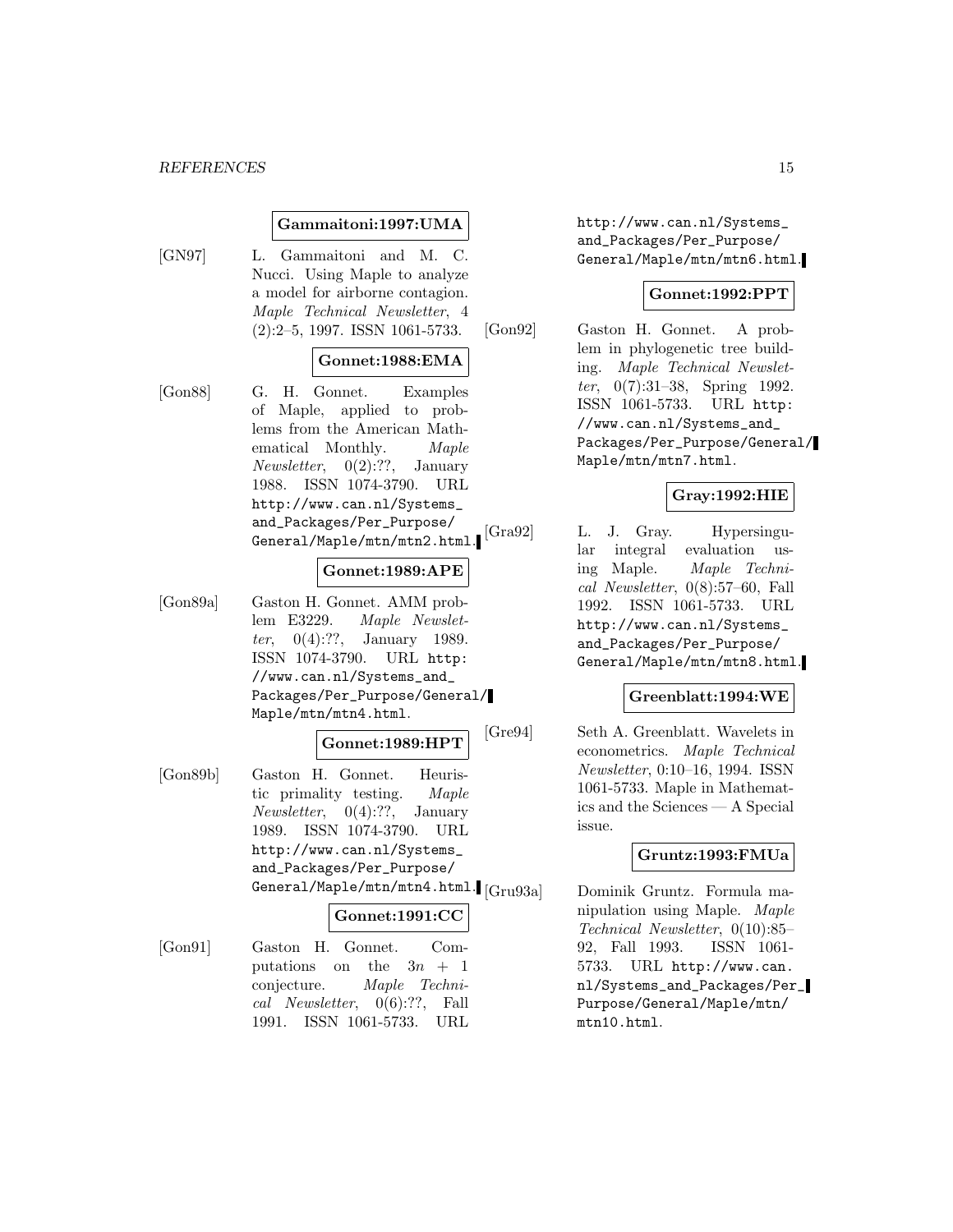**Gammaitoni:1997:UMA**

[GN97] L. Gammaitoni and M. C. Nucci. Using Maple to analyze a model for airborne contagion. *Maple Technical Newsletter*, 4 (2):2–5, 1997. ISSN 1061-5733.

**Gonnet:1988:EMA**

[Gon88] G. H. Gonnet. Examples of Maple, applied to problems from the American Mathematical Monthly. *Maple Newsletter*, 0(2):??, January 1988. ISSN 1074-3790. URL http://www.can.nl/Systems_and_Packages/Per_Purpose/General/Maple/mtn/mtn2.html.

**Gonnet:1989:APE**

[Gon89a] Gaston H. Gonnet. AMM problem E3229. *Maple Newsletter*, 0(4):??, January 1989. ISSN 1074-3790. URL http://www.can.nl/Systems_and_Packages/Per_Purpose/General/Maple/mtn/mtn4.html.

**Gonnet:1989:HPT**

[Gon89b] Gaston H. Gonnet. Heuristic primality testing. *Maple Newsletter*, 0(4):??, January 1989. ISSN 1074-3790. URL http://www.can.nl/Systems_and_Packages/Per_Purpose/General/Maple/mtn/mtn4.html.

**Gonnet:1991:CC**

[Gon91] Gaston H. Gonnet. Computations on the $3n + 1$ conjecture. *Maple Technical Newsletter*, 0(6):??, Fall 1991. ISSN 1061-5733. URL http://www.can.nl/Systems_and_Packages/Per_Purpose/General/Maple/mtn/mtn6.html.

**Gonnet:1992:PPT**

[Gon92] Gaston H. Gonnet. A problem in phylogenetic tree building. *Maple Technical Newsletter*, 0(7):31–38, Spring 1992. ISSN 1061-5733. URL http://www.can.nl/Systems_and_Packages/Per_Purpose/General/Maple/mtn/mtn7.html.

**Gray:1992:HIE**

[Gra92] L. J. Gray. Hypersingular integral evaluation using Maple. *Maple Technical Newsletter*, 0(8):57–60, Fall 1992. ISSN 1061-5733. URL http://www.can.nl/Systems_and_Packages/Per_Purpose/General/Maple/mtn/mtn8.html.

**Greenblatt:1994:WE**

[Gre94] Seth A. Greenblatt. Wavelets in econometrics. *Maple Technical Newsletter*, 0:10–16, 1994. ISSN 1061-5733. Maple in Mathematics and the Sciences — A Special issue.

**Gruntz:1993:FMUa**

[Gru93a] Dominik Gruntz. Formula manipulation using Maple. *Maple Technical Newsletter*, 0(10):85–92, Fall 1993. ISSN 1061-5733. URL http://www.can.nl/Systems_and_Packages/Per_Purpose/General/Maple/mtn/mtn10.html.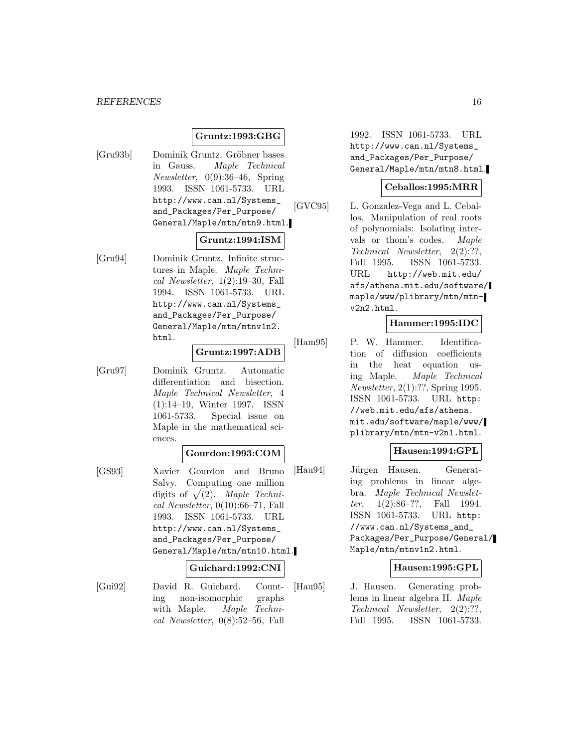**Gruntz:1993:GBG**

[Gru93b] Dominik Gruntz. Gröbner bases in Gauss. *Maple Technical Newsletter*, 0(9):36–46, Spring 1993. ISSN 1061-5733. URL http://www.can.nl/Systems_and_Packages/Per_Purpose/General/Maple/mtn/mtn9.html.

**Gruntz:1994:ISM**

[Gru94] Dominik Gruntz. Infinite structures in Maple. *Maple Technical Newsletter*, 1(2):19–30, Fall 1994. ISSN 1061-5733. URL http://www.can.nl/Systems_and_Packages/Per_Purpose/General/Maple/mtn/mtnv1n2.html.

**Gruntz:1997:ADB**

[Gru97] Dominik Gruntz. Automatic differentiation and bisection. *Maple Technical Newsletter*, 4 (1):14–19, Winter 1997. ISSN 1061-5733. Special issue on Maple in the mathematical sciences.

**Gourdon:1993:COM**

[GS93] Xavier Gourdon and Bruno Salvy. Computing one million digits of $\sqrt{(2)}$. *Maple Technical Newsletter*, 0(10):66–71, Fall 1993. ISSN 1061-5733. URL http://www.can.nl/Systems_and_Packages/Per_Purpose/General/Maple/mtn/mtn10.html.

**Guichard:1992:CNI**

[Gui92] David R. Guichard. Counting non-isomorphic graphs with Maple. *Maple Technical Newsletter*, 0(8):52–56, Fall 1992. ISSN 1061-5733. URL http://www.can.nl/Systems_and_Packages/Per_Purpose/General/Maple/mtn/mtn8.html.

**Ceballos:1995:MRR**

[GVC95] L. Gonzalez-Vega and L. Ceballos. Manipulation of real roots of polynomials: Isolating intervals or thom's codes. *Maple Technical Newsletter*, 2(2):??, Fall 1995. ISSN 1061-5733. URL http://web.mit.edu/afs/athena.mit.edu/software/maple/www/plibrary/mtn/mtn-v2n2.html.

**Hammer:1995:IDC**

[Ham95] P. W. Hammer. Identification of diffusion coefficients in the heat equation using Maple. *Maple Technical Newsletter*, 2(1):??, Spring 1995. ISSN 1061-5733. URL http://web.mit.edu/afs/athena.mit.edu/software/maple/www/plibrary/mtn/mtn-v2n1.html.

**Hausen:1994:GPL**

[Hau94] Jürgen Hausen. Generating problems in linear algebra. *Maple Technical Newsletter*, 1(2):86–??, Fall 1994. ISSN 1061-5733. URL http://www.can.nl/Systems_and_Packages/Per_Purpose/General/Maple/mtn/mtnv1n2.html.

**Hausen:1995:GPL**

[Hau95] J. Hausen. Generating problems in linear algebra II. *Maple Technical Newsletter*, 2(2):??, Fall 1995. ISSN 1061-5733.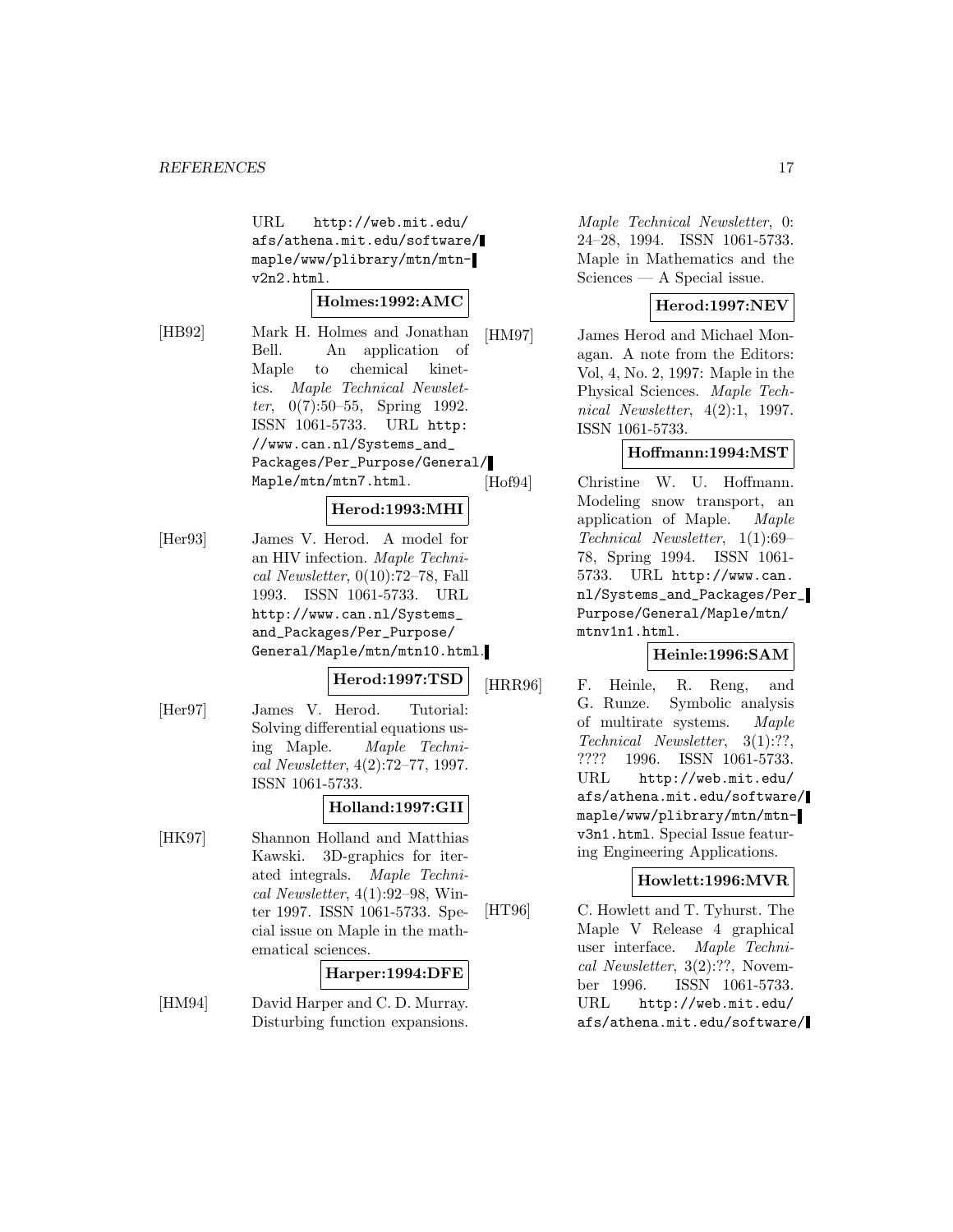URL http://web.mit.edu/afs/athena.mit.edu/software/maple/www/plibrary/mtn/mtn-v2n2.html.

**Holmes:1992:AMC**

[HB92] Mark H. Holmes and Jonathan Bell. An application of Maple to chemical kinetics. *Maple Technical Newsletter*, 0(7):50–55, Spring 1992. ISSN 1061-5733. URL http://www.can.nl/Systems_and_Packages/Per_Purpose/General/Maple/mtn/mtn7.html.

**Herod:1993:MHI**

[Her93] James V. Herod. A model for an HIV infection. *Maple Technical Newsletter*, 0(10):72–78, Fall 1993. ISSN 1061-5733. URL http://www.can.nl/Systems_and_Packages/Per_Purpose/General/Maple/mtn/mtn10.html.

**Herod:1997:TSD**

[Her97] James V. Herod. Tutorial: Solving differential equations using Maple. *Maple Technical Newsletter*, 4(2):72–77, 1997. ISSN 1061-5733.

**Holland:1997:GII**

[HK97] Shannon Holland and Matthias Kawski. 3D-graphics for iterated integrals. *Maple Technical Newsletter*, 4(1):92–98, Winter 1997. ISSN 1061-5733. Special issue on Maple in the mathematical sciences.

**Harper:1994:DFE**

[HM94] David Harper and C. D. Murray. Disturbing function expansions. *Maple Technical Newsletter*, 0: 24–28, 1994. ISSN 1061-5733. Maple in Mathematics and the Sciences — A Special issue.

**Herod:1997:NEV**

[HM97] James Herod and Michael Monagan. A note from the Editors: Vol, 4, No. 2, 1997: Maple in the Physical Sciences. *Maple Technical Newsletter*, 4(2):1, 1997. ISSN 1061-5733.

**Hoffmann:1994:MST**

[Hof94] Christine W. U. Hoffmann. Modeling snow transport, an application of Maple. *Maple Technical Newsletter*, 1(1):69–78, Spring 1994. ISSN 1061-5733. URL http://www.can.nl/Systems_and_Packages/Per_Purpose/General/Maple/mtn/mtnv1n1.html.

**Heinle:1996:SAM**

[HRR96] F. Heinle, R. Reng, and G. Runze. Symbolic analysis of multirate systems. *Maple Technical Newsletter*, 3(1):??, ???? 1996. ISSN 1061-5733. URL http://web.mit.edu/afs/athena.mit.edu/software/maple/www/plibrary/mtn/mtn-v3n1.html. Special Issue featuring Engineering Applications.

**Howlett:1996:MVR**

[HT96] C. Howlett and T. Tyhurst. The Maple V Release 4 graphical user interface. *Maple Technical Newsletter*, 3(2):??, November 1996. ISSN 1061-5733. URL http://web.mit.edu/afs/athena.mit.edu/software/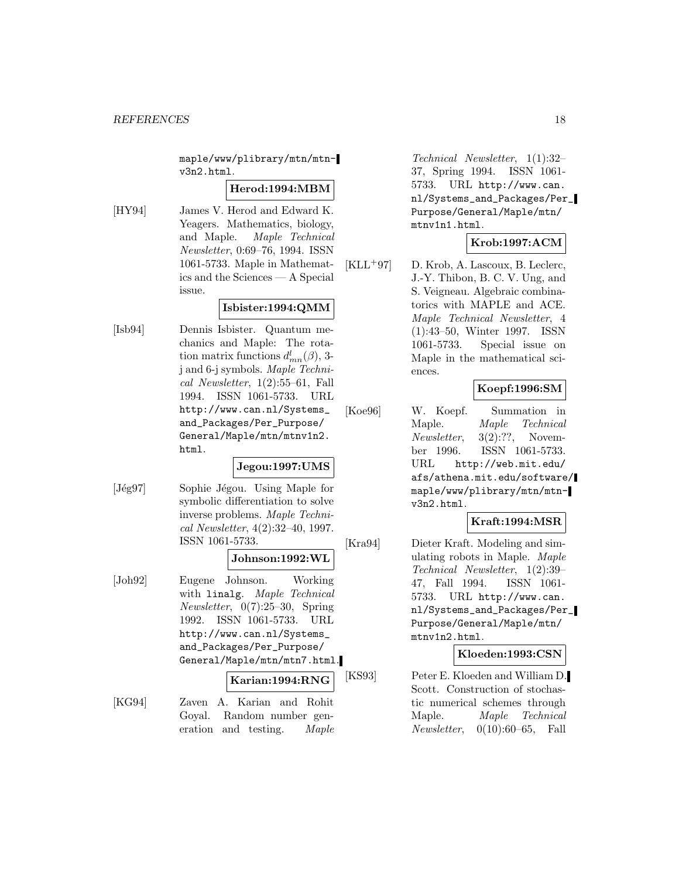maple/www/plibrary/mtn/mtn-v3n2.html.

**Herod:1994:MBM**

[HY94] James V. Herod and Edward K. Yeagers. Mathematics, biology, and Maple. *Maple Technical Newsletter*, 0:69–76, 1994. ISSN 1061-5733. Maple in Mathematics and the Sciences — A Special issue.

**Isbister:1994:QMM**

[Isb94] Dennis Isbister. Quantum mechanics and Maple: The rotation matrix functions $d^l_{mn}(\beta)$, 3-j and 6-j symbols. *Maple Technical Newsletter*, 1(2):55–61, Fall 1994. ISSN 1061-5733. URL http://www.can.nl/Systems_and_Packages/Per_Purpose/General/Maple/mtn/mtnv1n2.html.

**Jegou:1997:UMS**

[Jég97] Sophie Jégou. Using Maple for symbolic differentiation to solve inverse problems. *Maple Technical Newsletter*, 4(2):32–40, 1997. ISSN 1061-5733.

**Johnson:1992:WL**

[Joh92] Eugene Johnson. Working with `linalg`. *Maple Technical Newsletter*, 0(7):25–30, Spring 1992. ISSN 1061-5733. URL http://www.can.nl/Systems_and_Packages/Per_Purpose/General/Maple/mtn/mtn7.html.

**Karian:1994:RNG**

[KG94] Zaven A. Karian and Rohit Goyal. Random number generation and testing. *Maple Technical Newsletter*, 1(1):32–37, Spring 1994. ISSN 1061-5733. URL http://www.can.nl/Systems_and_Packages/Per_Purpose/General/Maple/mtn/mtnv1n1.html.

**Krob:1997:ACM**

[KLL+97] D. Krob, A. Lascoux, B. Leclerc, J.-Y. Thibon, B. C. V. Ung, and S. Veigneau. Algebraic combinatorics with MAPLE and ACE. *Maple Technical Newsletter*, 4(1):43–50, Winter 1997. ISSN 1061-5733. Special issue on Maple in the mathematical sciences.

**Koepf:1996:SM**

[Koe96] W. Koepf. Summation in Maple. *Maple Technical Newsletter*, 3(2):??, November 1996. ISSN 1061-5733. URL http://web.mit.edu/afs/athena.mit.edu/software/maple/www/plibrary/mtn/mtn-v3n2.html.

**Kraft:1994:MSR**

[Kra94] Dieter Kraft. Modeling and simulating robots in Maple. *Maple Technical Newsletter*, 1(2):39–47, Fall 1994. ISSN 1061-5733. URL http://www.can.nl/Systems_and_Packages/Per_Purpose/General/Maple/mtn/mtnv1n2.html.

**Kloeden:1993:CSN**

[KS93] Peter E. Kloeden and William D. Scott. Construction of stochastic numerical schemes through Maple. *Maple Technical Newsletter*, 0(10):60–65, Fall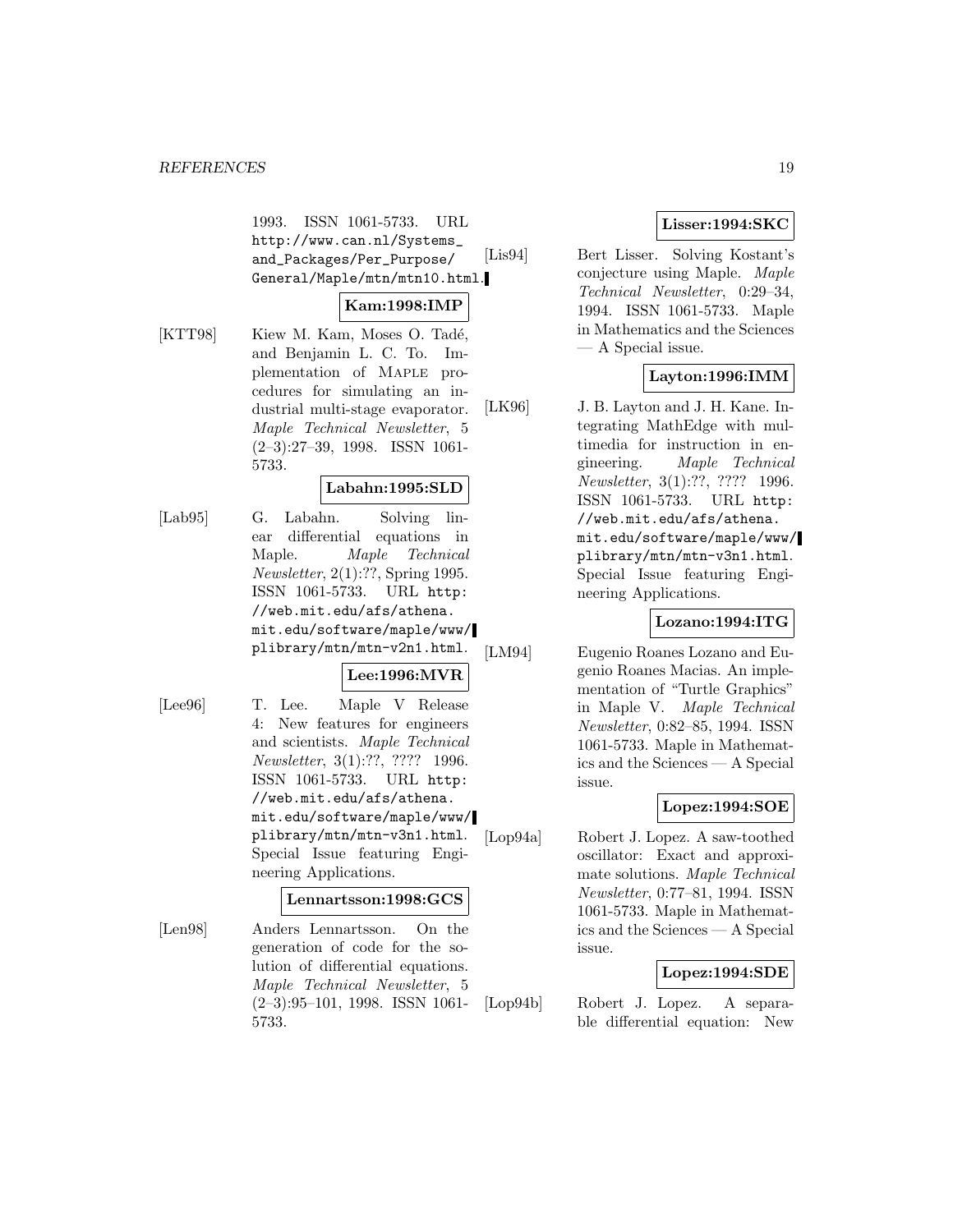1993. ISSN 1061-5733. URL http://www.can.nl/Systems_and_Packages/Per_Purpose/General/Maple/mtn/mtn10.html.

**Kam:1998:IMP**

[KTT98] Kiew M. Kam, Moses O. Tadé, and Benjamin L. C. To. Implementation of MAPLE procedures for simulating an industrial multi-stage evaporator. *Maple Technical Newsletter*, 5 (2–3):27–39, 1998. ISSN 1061-5733.

**Labahn:1995:SLD**

[Lab95] G. Labahn. Solving linear differential equations in Maple. *Maple Technical Newsletter*, 2(1):??, Spring 1995. ISSN 1061-5733. URL http://web.mit.edu/afs/athena.mit.edu/software/maple/www/plibrary/mtn/mtn-v2n1.html.

**Lee:1996:MVR**

[Lee96] T. Lee. Maple V Release 4: New features for engineers and scientists. *Maple Technical Newsletter*, 3(1):??, ???? 1996. ISSN 1061-5733. URL http://web.mit.edu/afs/athena.mit.edu/software/maple/www/plibrary/mtn/mtn-v3n1.html. Special Issue featuring Engineering Applications.

**Lennartsson:1998:GCS**

[Len98] Anders Lennartsson. On the generation of code for the solution of differential equations. *Maple Technical Newsletter*, 5 (2–3):95–101, 1998. ISSN 1061-5733.

**Lisser:1994:SKC**

[Lis94] Bert Lisser. Solving Kostant's conjecture using Maple. *Maple Technical Newsletter*, 0:29–34, 1994. ISSN 1061-5733. Maple in Mathematics and the Sciences — A Special issue.

**Layton:1996:IMM**

[LK96] J. B. Layton and J. H. Kane. Integrating MathEdge with multimedia for instruction in engineering. *Maple Technical Newsletter*, 3(1):??, ???? 1996. ISSN 1061-5733. URL http://web.mit.edu/afs/athena.mit.edu/software/maple/www/plibrary/mtn/mtn-v3n1.html. Special Issue featuring Engineering Applications.

**Lozano:1994:ITG**

[LM94] Eugenio Roanes Lozano and Eugenio Roanes Macias. An implementation of "Turtle Graphics" in Maple V. *Maple Technical Newsletter*, 0:82–85, 1994. ISSN 1061-5733. Maple in Mathematics and the Sciences — A Special issue.

**Lopez:1994:SOE**

[Lop94a] Robert J. Lopez. A saw-toothed oscillator: Exact and approximate solutions. *Maple Technical Newsletter*, 0:77–81, 1994. ISSN 1061-5733. Maple in Mathematics and the Sciences — A Special issue.

**Lopez:1994:SDE**

[Lop94b] Robert J. Lopez. A separable differential equation: New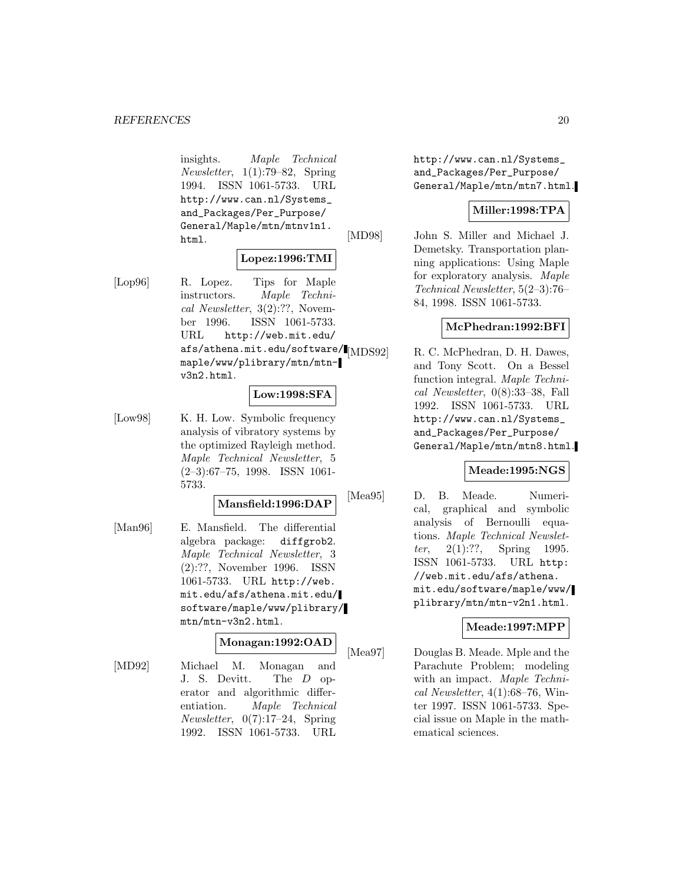insights. *Maple Technical Newsletter*, 1(1):79–82, Spring 1994. ISSN 1061-5733. URL http://www.can.nl/Systems_and_Packages/Per_Purpose/General/Maple/mtn/mtnv1n1.html.

**Lopez:1996:TMI**

[Lop96] R. Lopez. Tips for Maple instructors. *Maple Technical Newsletter*, 3(2):??, November 1996. ISSN 1061-5733. URL http://web.mit.edu/afs/athena.mit.edu/software/maple/www/plibrary/mtn/mtn-v3n2.html.

**Low:1998:SFA**

[Low98] K. H. Low. Symbolic frequency analysis of vibratory systems by the optimized Rayleigh method. *Maple Technical Newsletter*, 5 (2–3):67–75, 1998. ISSN 1061-5733.

**Mansfield:1996:DAP**

[Man96] E. Mansfield. The differential algebra package: diffgrob2. *Maple Technical Newsletter*, 3 (2):??, November 1996. ISSN 1061-5733. URL http://web.mit.edu/afs/athena.mit.edu/software/maple/www/plibrary/mtn/mtn-v3n2.html.

**Monagan:1992:OAD**

[MD92] Michael M. Monagan and J. S. Devitt. The *D* operator and algorithmic differentiation. *Maple Technical Newsletter*, 0(7):17–24, Spring 1992. ISSN 1061-5733. URL http://www.can.nl/Systems_and_Packages/Per_Purpose/General/Maple/mtn/mtn7.html.

**Miller:1998:TPA**

[MD98] John S. Miller and Michael J. Demetsky. Transportation planning applications: Using Maple for exploratory analysis. *Maple Technical Newsletter*, 5(2–3):76–84, 1998. ISSN 1061-5733.

**McPhedran:1992:BFI**

[MDS92] R. C. McPhedran, D. H. Dawes, and Tony Scott. On a Bessel function integral. *Maple Technical Newsletter*, 0(8):33–38, Fall 1992. ISSN 1061-5733. URL http://www.can.nl/Systems_and_Packages/Per_Purpose/General/Maple/mtn/mtn8.html.

**Meade:1995:NGS**

[Mea95] D. B. Meade. Numerical, graphical and symbolic analysis of Bernoulli equations. *Maple Technical Newsletter*, 2(1):??, Spring 1995. ISSN 1061-5733. URL http://web.mit.edu/afs/athena.mit.edu/software/maple/www/plibrary/mtn/mtn-v2n1.html.

**Meade:1997:MPP**

[Mea97] Douglas B. Meade. Mple and the Parachute Problem; modeling with an impact. *Maple Technical Newsletter*, 4(1):68–76, Winter 1997. ISSN 1061-5733. Special issue on Maple in the mathematical sciences.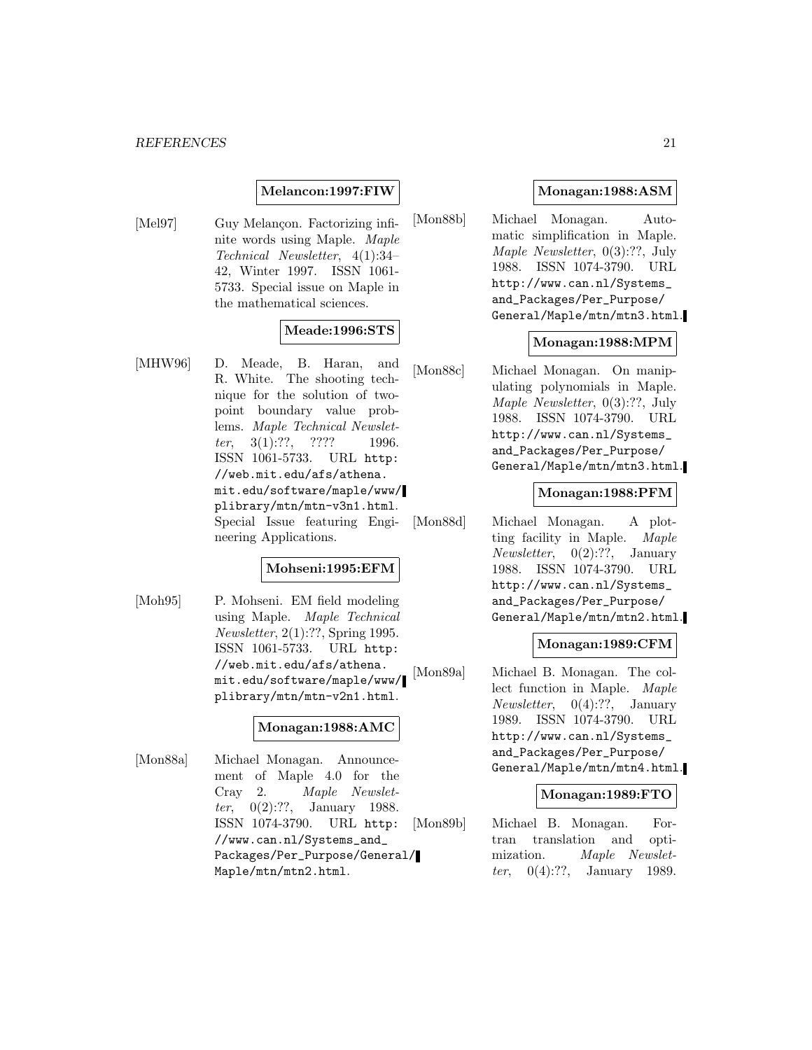**Melancon:1997:FIW**

[Mel97] Guy Melançon. Factorizing infinite words using Maple. *Maple Technical Newsletter*, 4(1):34–42, Winter 1997. ISSN 1061-5733. Special issue on Maple in the mathematical sciences.

**Meade:1996:STS**

[MHW96] D. Meade, B. Haran, and R. White. The shooting technique for the solution of two-point boundary value problems. *Maple Technical Newsletter*, 3(1):??, ???? 1996. ISSN 1061-5733. URL `http://web.mit.edu/afs/athena.mit.edu/software/maple/www/plibrary/mtn/mtn-v3n1.html`. Special Issue featuring Engineering Applications.

**Mohseni:1995:EFM**

[Moh95] P. Mohseni. EM field modeling using Maple. *Maple Technical Newsletter*, 2(1):??, Spring 1995. ISSN 1061-5733. URL `http://web.mit.edu/afs/athena.mit.edu/software/maple/www/plibrary/mtn/mtn-v2n1.html`.

**Monagan:1988:AMC**

[Mon88a] Michael Monagan. Announcement of Maple 4.0 for the Cray 2. *Maple Newsletter*, 0(2):??, January 1988. ISSN 1074-3790. URL `http://www.can.nl/Systems_and_Packages/Per_Purpose/General/Maple/mtn/mtn2.html`.

**Monagan:1988:ASM**

[Mon88b] Michael Monagan. Automatic simplification in Maple. *Maple Newsletter*, 0(3):??, July 1988. ISSN 1074-3790. URL `http://www.can.nl/Systems_and_Packages/Per_Purpose/General/Maple/mtn/mtn3.html`.

**Monagan:1988:MPM**

[Mon88c] Michael Monagan. On manipulating polynomials in Maple. *Maple Newsletter*, 0(3):??, July 1988. ISSN 1074-3790. URL `http://www.can.nl/Systems_and_Packages/Per_Purpose/General/Maple/mtn/mtn3.html`.

**Monagan:1988:PFM**

[Mon88d] Michael Monagan. A plotting facility in Maple. *Maple Newsletter*, 0(2):??, January 1988. ISSN 1074-3790. URL `http://www.can.nl/Systems_and_Packages/Per_Purpose/General/Maple/mtn/mtn2.html`.

**Monagan:1989:CFM**

[Mon89a] Michael B. Monagan. The collect function in Maple. *Maple Newsletter*, 0(4):??, January 1989. ISSN 1074-3790. URL `http://www.can.nl/Systems_and_Packages/Per_Purpose/General/Maple/mtn/mtn4.html`.

**Monagan:1989:FTO**

[Mon89b] Michael B. Monagan. Fortran translation and optimization. *Maple Newsletter*, 0(4):??, January 1989.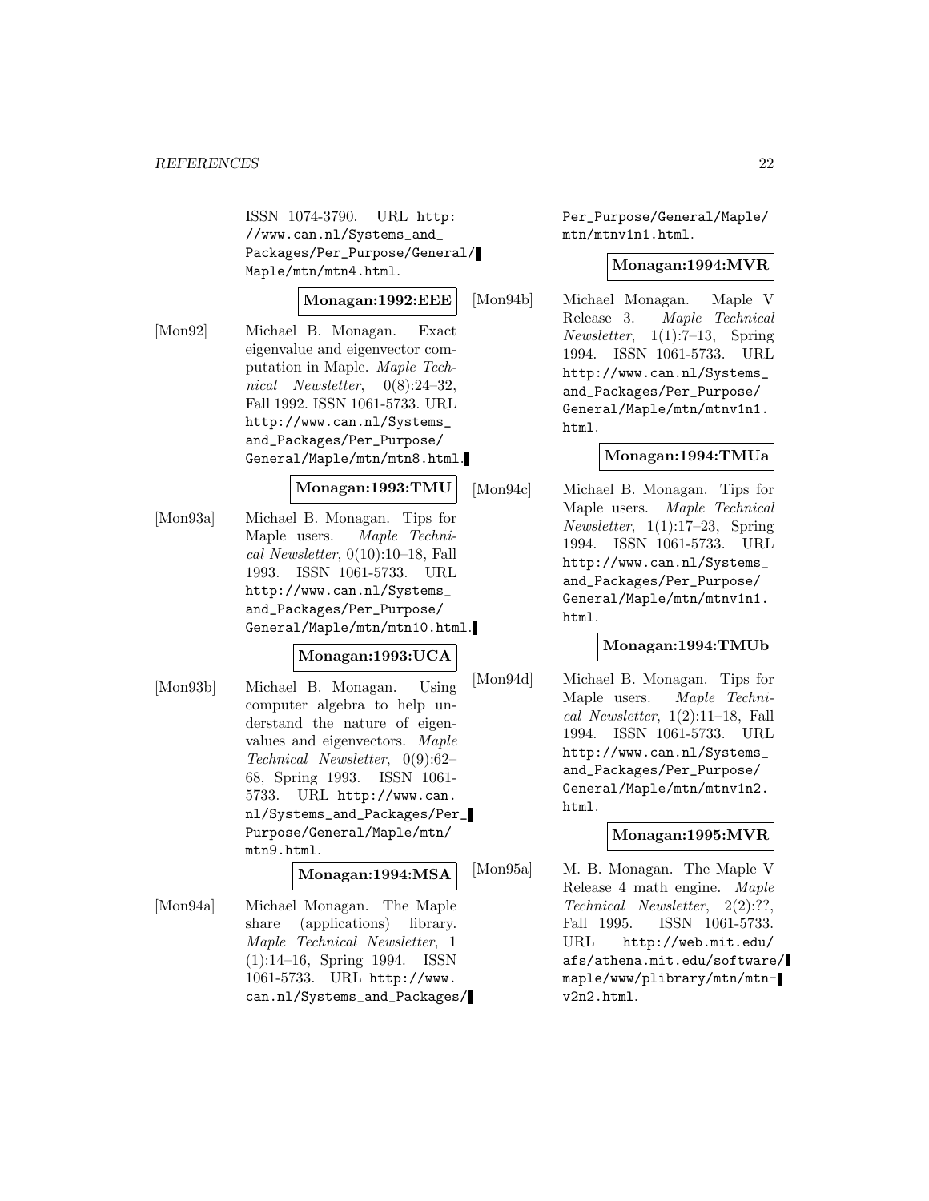ISSN 1074-3790. URL http://www.can.nl/Systems_and_Packages/Per_Purpose/General/Maple/mtn/mtn4.html.

**Monagan:1992:EEE**

[Mon92] Michael B. Monagan. Exact eigenvalue and eigenvector computation in Maple. *Maple Technical Newsletter*, 0(8):24–32, Fall 1992. ISSN 1061-5733. URL http://www.can.nl/Systems_and_Packages/Per_Purpose/General/Maple/mtn/mtn8.html.

**Monagan:1993:TMU**

[Mon93a] Michael B. Monagan. Tips for Maple users. *Maple Technical Newsletter*, 0(10):10–18, Fall 1993. ISSN 1061-5733. URL http://www.can.nl/Systems_and_Packages/Per_Purpose/General/Maple/mtn/mtn10.html.

**Monagan:1993:UCA**

[Mon93b] Michael B. Monagan. Using computer algebra to help understand the nature of eigenvalues and eigenvectors. *Maple Technical Newsletter*, 0(9):62–68, Spring 1993. ISSN 1061-5733. URL http://www.can.nl/Systems_and_Packages/Per_Purpose/General/Maple/mtn/mtn9.html.

**Monagan:1994:MSA**

[Mon94a] Michael Monagan. The Maple share (applications) library. *Maple Technical Newsletter*, 1 (1):14–16, Spring 1994. ISSN 1061-5733. URL http://www.can.nl/Systems_and_Packages/Per_Purpose/General/Maple/mtn/mtnv1n1.html.

**Monagan:1994:MVR**

[Mon94b] Michael Monagan. Maple V Release 3. *Maple Technical Newsletter*, 1(1):7–13, Spring 1994. ISSN 1061-5733. URL http://www.can.nl/Systems_and_Packages/Per_Purpose/General/Maple/mtn/mtnv1n1.html.

**Monagan:1994:TMUa**

[Mon94c] Michael B. Monagan. Tips for Maple users. *Maple Technical Newsletter*, 1(1):17–23, Spring 1994. ISSN 1061-5733. URL http://www.can.nl/Systems_and_Packages/Per_Purpose/General/Maple/mtn/mtnv1n1.html.

**Monagan:1994:TMUb**

[Mon94d] Michael B. Monagan. Tips for Maple users. *Maple Technical Newsletter*, 1(2):11–18, Fall 1994. ISSN 1061-5733. URL http://www.can.nl/Systems_and_Packages/Per_Purpose/General/Maple/mtn/mtnv1n2.html.

**Monagan:1995:MVR**

[Mon95a] M. B. Monagan. The Maple V Release 4 math engine. *Maple Technical Newsletter*, 2(2):??, Fall 1995. ISSN 1061-5733. URL http://web.mit.edu/afs/athena.mit.edu/software/maple/www/plibrary/mtn/mtn-v2n2.html.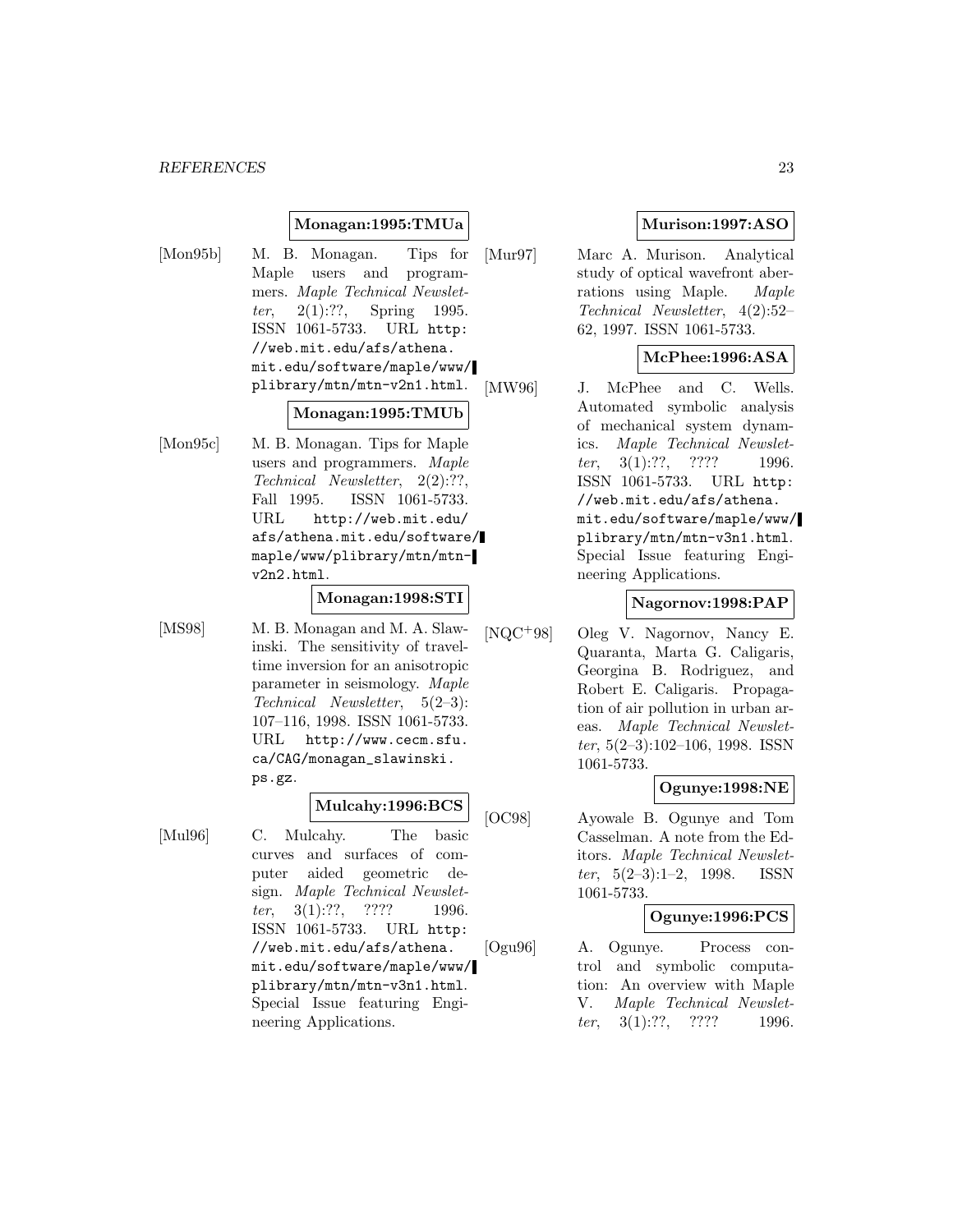**Monagan:1995:TMUa**

[Mon95b] M. B. Monagan. Tips for Maple users and programmers. *Maple Technical Newsletter*, 2(1):??, Spring 1995. ISSN 1061-5733. URL http://web.mit.edu/afs/athena.mit.edu/software/maple/www/plibrary/mtn/mtn-v2n1.html.

**Monagan:1995:TMUb**

[Mon95c] M. B. Monagan. Tips for Maple users and programmers. *Maple Technical Newsletter*, 2(2):??, Fall 1995. ISSN 1061-5733. URL http://web.mit.edu/afs/athena.mit.edu/software/maple/www/plibrary/mtn/mtn-v2n2.html.

**Monagan:1998:STI**

[MS98] M. B. Monagan and M. A. Slawinski. The sensitivity of traveltime inversion for an anisotropic parameter in seismology. *Maple Technical Newsletter*, 5(2–3):107–116, 1998. ISSN 1061-5733. URL http://www.cecm.sfu.ca/CAG/monagan_slawinski.ps.gz.

**Mulcahy:1996:BCS**

[Mul96] C. Mulcahy. The basic curves and surfaces of computer aided geometric design. *Maple Technical Newsletter*, 3(1):??, ???? 1996. ISSN 1061-5733. URL http://web.mit.edu/afs/athena.mit.edu/software/maple/www/plibrary/mtn/mtn-v3n1.html. Special Issue featuring Engineering Applications.

**Murison:1997:ASO**

[Mur97] Marc A. Murison. Analytical study of optical wavefront aberrations using Maple. *Maple Technical Newsletter*, 4(2):52–62, 1997. ISSN 1061-5733.

**McPhee:1996:ASA**

[MW96] J. McPhee and C. Wells. Automated symbolic analysis of mechanical system dynamics. *Maple Technical Newsletter*, 3(1):??, ???? 1996. ISSN 1061-5733. URL http://web.mit.edu/afs/athena.mit.edu/software/maple/www/plibrary/mtn/mtn-v3n1.html. Special Issue featuring Engineering Applications.

**Nagornov:1998:PAP**

[NQC+98] Oleg V. Nagornov, Nancy E. Quaranta, Marta G. Caligaris, Georgina B. Rodriguez, and Robert E. Caligaris. Propagation of air pollution in urban areas. *Maple Technical Newsletter*, 5(2–3):102–106, 1998. ISSN 1061-5733.

**Ogunye:1998:NE**

[OC98] Ayowale B. Ogunye and Tom Casselman. A note from the Editors. *Maple Technical Newsletter*, 5(2–3):1–2, 1998. ISSN 1061-5733.

**Ogunye:1996:PCS**

[Ogu96] A. Ogunye. Process control and symbolic computation: An overview with Maple V. *Maple Technical Newsletter*, 3(1):??, ???? 1996.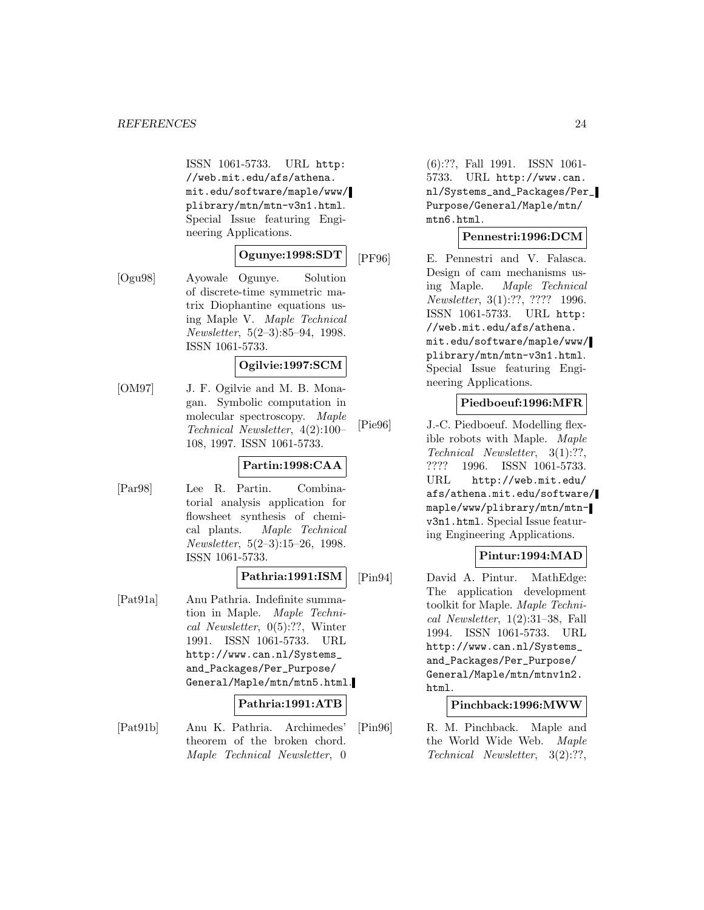ISSN 1061-5733. URL http://web.mit.edu/afs/athena.mit.edu/software/maple/www/plibrary/mtn/mtn-v3n1.html. Special Issue featuring Engineering Applications.

**Ogunye:1998:SDT**

[Ogu98] Ayowale Ogunye. Solution of discrete-time symmetric matrix Diophantine equations using Maple V. *Maple Technical Newsletter*, 5(2–3):85–94, 1998. ISSN 1061-5733.

**Ogilvie:1997:SCM**

[OM97] J. F. Ogilvie and M. B. Monagan. Symbolic computation in molecular spectroscopy. *Maple Technical Newsletter*, 4(2):100–108, 1997. ISSN 1061-5733.

**Partin:1998:CAA**

[Par98] Lee R. Partin. Combinatorial analysis application for flowsheet synthesis of chemical plants. *Maple Technical Newsletter*, 5(2–3):15–26, 1998. ISSN 1061-5733.

**Pathria:1991:ISM**

[Pat91a] Anu Pathria. Indefinite summation in Maple. *Maple Technical Newsletter*, 0(5):??, Winter 1991. ISSN 1061-5733. URL http://www.can.nl/Systems_and_Packages/Per_Purpose/General/Maple/mtn/mtn5.html.

**Pathria:1991:ATB**

[Pat91b] Anu K. Pathria. Archimedes' theorem of the broken chord. *Maple Technical Newsletter*, 0 (6):??, Fall 1991. ISSN 1061-5733. URL http://www.can.nl/Systems_and_Packages/Per_Purpose/General/Maple/mtn/mtn6.html.

**Pennestri:1996:DCM**

[PF96] E. Pennestri and V. Falasca. Design of cam mechanisms using Maple. *Maple Technical Newsletter*, 3(1):??, ???? 1996. ISSN 1061-5733. URL http://web.mit.edu/afs/athena.mit.edu/software/maple/www/plibrary/mtn/mtn-v3n1.html. Special Issue featuring Engineering Applications.

**Piedboeuf:1996:MFR**

[Pie96] J.-C. Piedboeuf. Modelling flexible robots with Maple. *Maple Technical Newsletter*, 3(1):??, ???? 1996. ISSN 1061-5733. URL http://web.mit.edu/afs/athena.mit.edu/software/maple/www/plibrary/mtn/mtn-v3n1.html. Special Issue featuring Engineering Applications.

**Pintur:1994:MAD**

[Pin94] David A. Pintur. MathEdge: The application development toolkit for Maple. *Maple Technical Newsletter*, 1(2):31–38, Fall 1994. ISSN 1061-5733. URL http://www.can.nl/Systems_and_Packages/Per_Purpose/General/Maple/mtn/mtnv1n2.html.

**Pinchback:1996:MWW**

[Pin96] R. M. Pinchback. Maple and the World Wide Web. *Maple Technical Newsletter*, 3(2):??,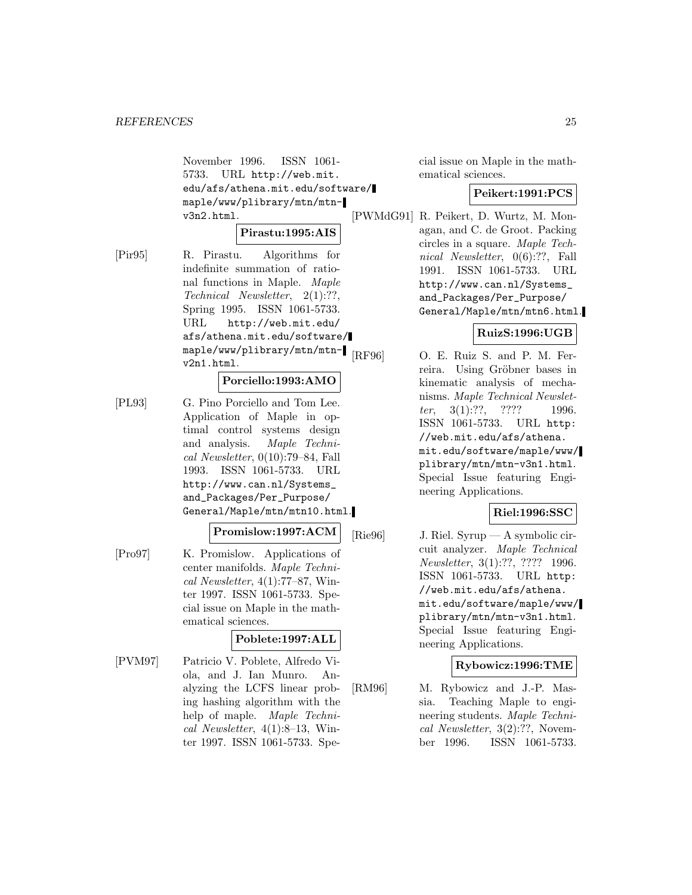November 1996. ISSN 1061-5733. URL http://web.mit.edu/afs/athena.mit.edu/software/maple/www/plibrary/mtn/mtn-v3n2.html.

**Pirastu:1995:AIS**

[Pir95] R. Pirastu. Algorithms for indefinite summation of rational functions in Maple. *Maple Technical Newsletter*, 2(1):??, Spring 1995. ISSN 1061-5733. URL http://web.mit.edu/afs/athena.mit.edu/software/maple/www/plibrary/mtn/mtn-v2n1.html.

**Porciello:1993:AMO**

[PL93] G. Pino Porciello and Tom Lee. Application of Maple in optimal control systems design and analysis. *Maple Technical Newsletter*, 0(10):79–84, Fall 1993. ISSN 1061-5733. URL http://www.can.nl/Systems_and_Packages/Per_Purpose/General/Maple/mtn/mtn10.html.

**Promislow:1997:ACM**

[Pro97] K. Promislow. Applications of center manifolds. *Maple Technical Newsletter*, 4(1):77–87, Winter 1997. ISSN 1061-5733. Special issue on Maple in the mathematical sciences.

**Poblete:1997:ALL**

[PVM97] Patricio V. Poblete, Alfredo Viola, and J. Ian Munro. Analyzing the LCFS linear probing hashing algorithm with the help of maple. *Maple Technical Newsletter*, 4(1):8–13, Winter 1997. ISSN 1061-5733. Special issue on Maple in the mathematical sciences.

**Peikert:1991:PCS**

[PWMdG91] R. Peikert, D. Wurtz, M. Monagan, and C. de Groot. Packing circles in a square. *Maple Technical Newsletter*, 0(6):??, Fall 1991. ISSN 1061-5733. URL http://www.can.nl/Systems_and_Packages/Per_Purpose/General/Maple/mtn/mtn6.html.

**RuizS:1996:UGB**

[RF96] O. E. Ruiz S. and P. M. Ferreira. Using Gröbner bases in kinematic analysis of mechanisms. *Maple Technical Newsletter*, 3(1):??, ???? 1996. ISSN 1061-5733. URL http://web.mit.edu/afs/athena.mit.edu/software/maple/www/plibrary/mtn/mtn-v3n1.html. Special Issue featuring Engineering Applications.

**Riel:1996:SSC**

[Rie96] J. Riel. Syrup — A symbolic circuit analyzer. *Maple Technical Newsletter*, 3(1):??, ???? 1996. ISSN 1061-5733. URL http://web.mit.edu/afs/athena.mit.edu/software/maple/www/plibrary/mtn/mtn-v3n1.html. Special Issue featuring Engineering Applications.

**Rybowicz:1996:TME**

[RM96] M. Rybowicz and J.-P. Massia. Teaching Maple to engineering students. *Maple Technical Newsletter*, 3(2):??, November 1996. ISSN 1061-5733.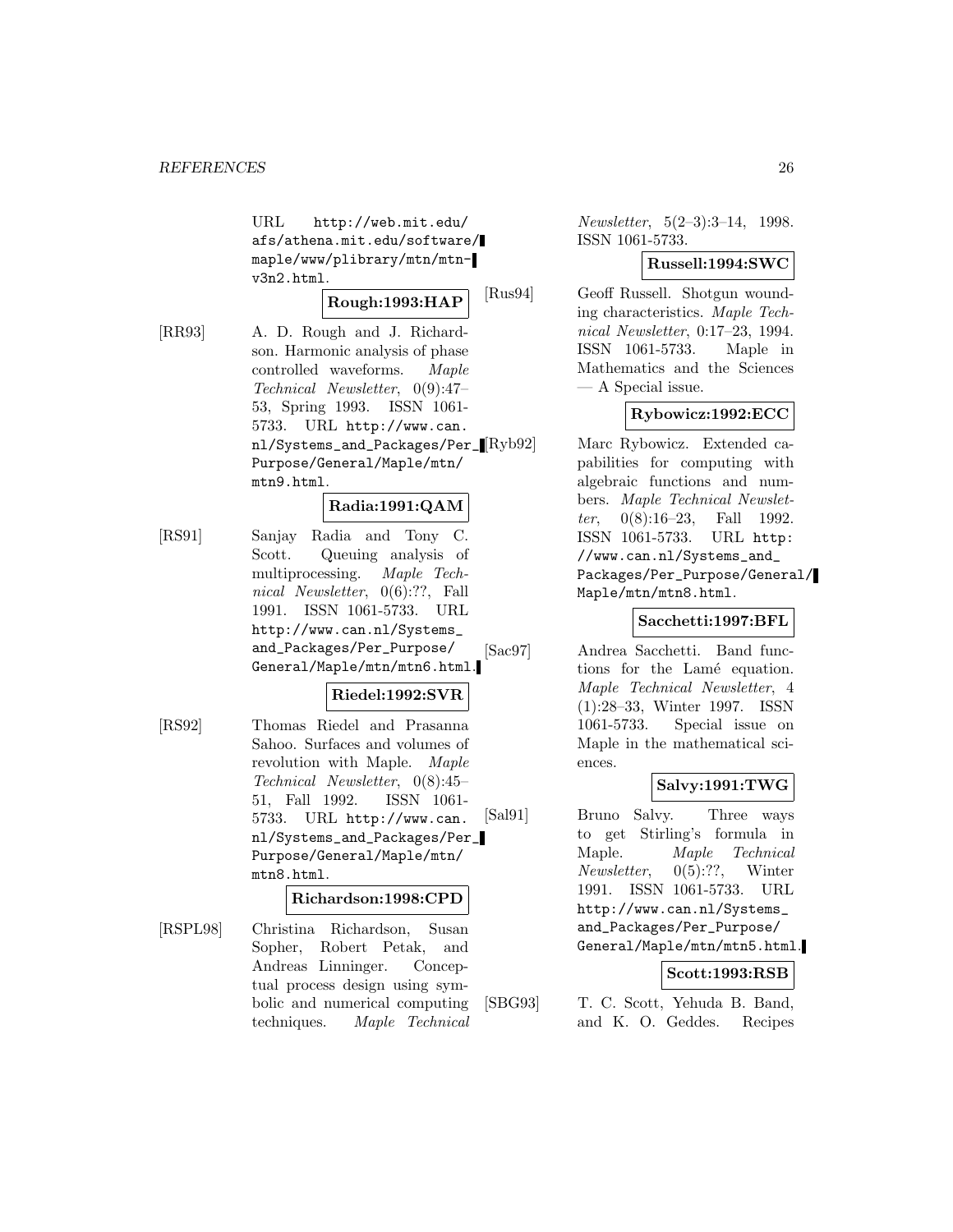URL http://web.mit.edu/afs/athena.mit.edu/software/maple/www/plibrary/mtn/mtn-v3n2.html.

**Rough:1993:HAP**

[RR93] A. D. Rough and J. Richardson. Harmonic analysis of phase controlled waveforms. *Maple Technical Newsletter*, 0(9):47–53, Spring 1993. ISSN 1061-5733. URL http://www.can.nl/Systems_and_Packages/Per_Purpose/General/Maple/mtn/mtn9.html.

**Radia:1991:QAM**

[RS91] Sanjay Radia and Tony C. Scott. Queuing analysis of multiprocessing. *Maple Technical Newsletter*, 0(6):??, Fall 1991. ISSN 1061-5733. URL http://www.can.nl/Systems_and_Packages/Per_Purpose/General/Maple/mtn/mtn6.html.

**Riedel:1992:SVR**

[RS92] Thomas Riedel and Prasanna Sahoo. Surfaces and volumes of revolution with Maple. *Maple Technical Newsletter*, 0(8):45–51, Fall 1992. ISSN 1061-5733. URL http://www.can.nl/Systems_and_Packages/Per_Purpose/General/Maple/mtn/mtn8.html.

**Richardson:1998:CPD**

[RSPL98] Christina Richardson, Susan Sopher, Robert Petak, and Andreas Linninger. Conceptual process design using symbolic and numerical computing techniques. *Maple Technical Newsletter*, 5(2–3):3–14, 1998. ISSN 1061-5733.

**Russell:1994:SWC**

[Rus94] Geoff Russell. Shotgun wounding characteristics. *Maple Technical Newsletter*, 0:17–23, 1994. ISSN 1061-5733. Maple in Mathematics and the Sciences — A Special issue.

**Rybowicz:1992:ECC**

[Ryb92] Marc Rybowicz. Extended capabilities for computing with algebraic functions and numbers. *Maple Technical Newsletter*, 0(8):16–23, Fall 1992. ISSN 1061-5733. URL http://www.can.nl/Systems_and_Packages/Per_Purpose/General/Maple/mtn/mtn8.html.

**Sacchetti:1997:BFL**

[Sac97] Andrea Sacchetti. Band functions for the Lamé equation. *Maple Technical Newsletter*, 4(1):28–33, Winter 1997. ISSN 1061-5733. Special issue on Maple in the mathematical sciences.

**Salvy:1991:TWG**

[Sal91] Bruno Salvy. Three ways to get Stirling's formula in Maple. *Maple Technical Newsletter*, 0(5):??, Winter 1991. ISSN 1061-5733. URL http://www.can.nl/Systems_and_Packages/Per_Purpose/General/Maple/mtn/mtn5.html.

**Scott:1993:RSB**

[SBG93] T. C. Scott, Yehuda B. Band, and K. O. Geddes. Recipes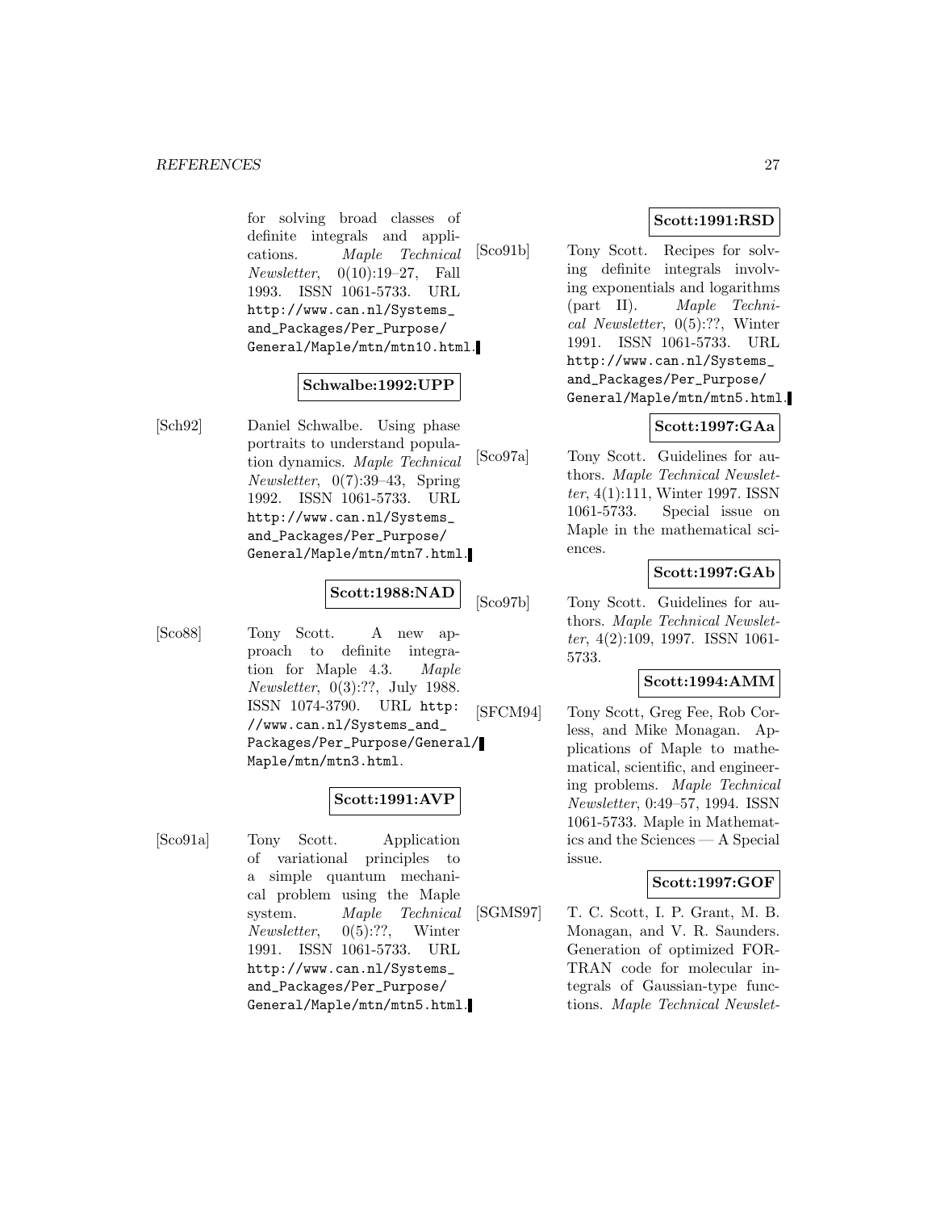for solving broad classes of definite integrals and applications. *Maple Technical Newsletter*, 0(10):19–27, Fall 1993. ISSN 1061-5733. URL http://www.can.nl/Systems_and_Packages/Per_Purpose/General/Maple/mtn/mtn10.html.

**Schwalbe:1992:UPP**

[Sch92] Daniel Schwalbe. Using phase portraits to understand population dynamics. *Maple Technical Newsletter*, 0(7):39–43, Spring 1992. ISSN 1061-5733. URL http://www.can.nl/Systems_and_Packages/Per_Purpose/General/Maple/mtn/mtn7.html.

**Scott:1988:NAD**

[Sco88] Tony Scott. A new approach to definite integration for Maple 4.3. *Maple Newsletter*, 0(3):??, July 1988. ISSN 1074-3790. URL http://www.can.nl/Systems_and_Packages/Per_Purpose/General/Maple/mtn/mtn3.html.

**Scott:1991:AVP**

[Sco91a] Tony Scott. Application of variational principles to a simple quantum mechanical problem using the Maple system. *Maple Technical Newsletter*, 0(5):??, Winter 1991. ISSN 1061-5733. URL http://www.can.nl/Systems_and_Packages/Per_Purpose/General/Maple/mtn/mtn5.html.

**Scott:1991:RSD**

[Sco91b] Tony Scott. Recipes for solving definite integrals involving exponentials and logarithms (part II). *Maple Technical Newsletter*, 0(5):??, Winter 1991. ISSN 1061-5733. URL http://www.can.nl/Systems_and_Packages/Per_Purpose/General/Maple/mtn/mtn5.html.

**Scott:1997:GAa**

[Sco97a] Tony Scott. Guidelines for authors. *Maple Technical Newsletter*, 4(1):111, Winter 1997. ISSN 1061-5733. Special issue on Maple in the mathematical sciences.

**Scott:1997:GAb**

[Sco97b] Tony Scott. Guidelines for authors. *Maple Technical Newsletter*, 4(2):109, 1997. ISSN 1061-5733.

**Scott:1994:AMM**

[SFCM94] Tony Scott, Greg Fee, Rob Corless, and Mike Monagan. Applications of Maple to mathematical, scientific, and engineering problems. *Maple Technical Newsletter*, 0:49–57, 1994. ISSN 1061-5733. Maple in Mathematics and the Sciences — A Special issue.

**Scott:1997:GOF**

[SGMS97] T. C. Scott, I. P. Grant, M. B. Monagan, and V. R. Saunders. Generation of optimized FORTRAN code for molecular integrals of Gaussian-type functions. *Maple Technical Newslet-*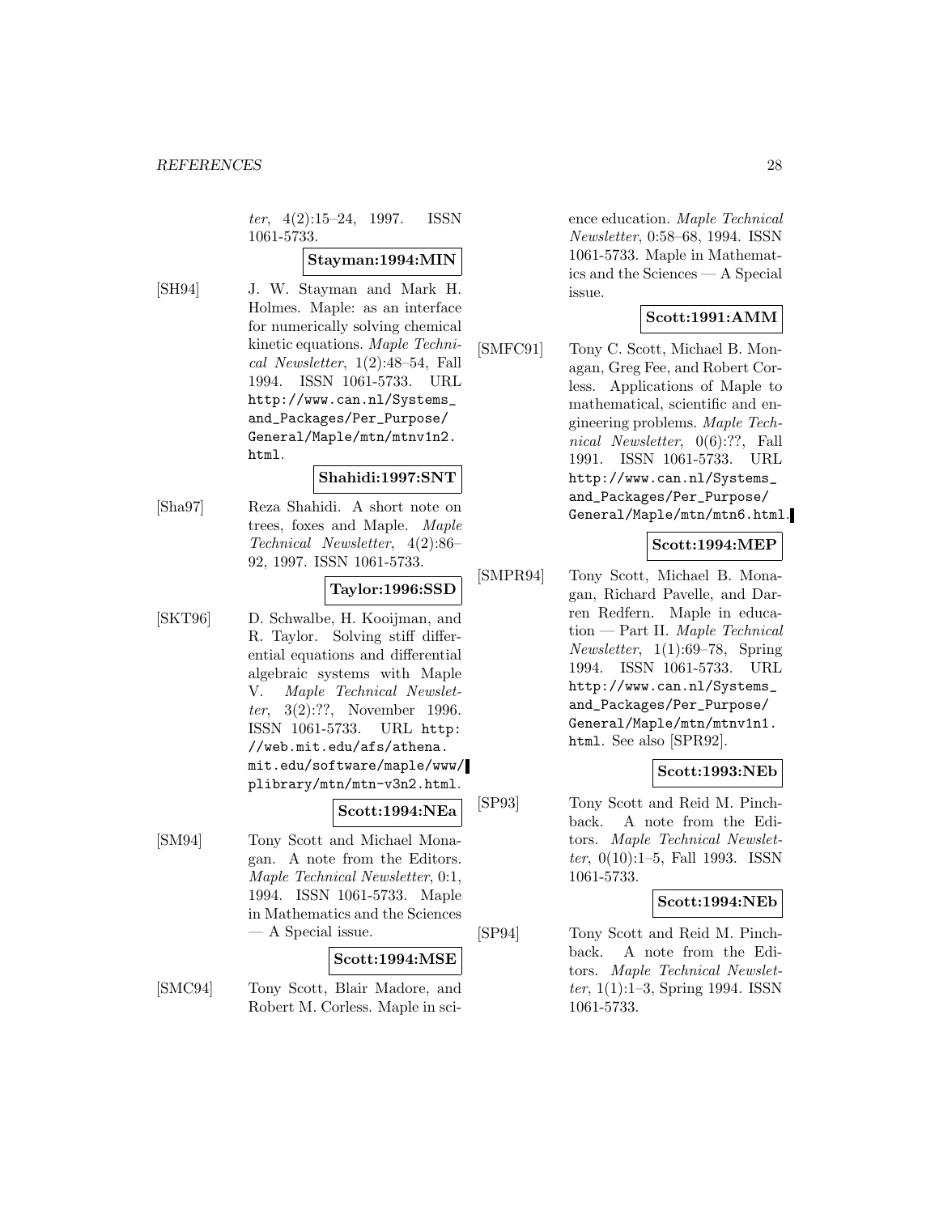*ter*, 4(2):15–24, 1997. ISSN 1061-5733.

**Stayman:1994:MIN**

[SH94] J. W. Stayman and Mark H. Holmes. Maple: as an interface for numerically solving chemical kinetic equations. *Maple Technical Newsletter*, 1(2):48–54, Fall 1994. ISSN 1061-5733. URL http://www.can.nl/Systems_and_Packages/Per_Purpose/General/Maple/mtn/mtnv1n2.html.

**Shahidi:1997:SNT**

[Sha97] Reza Shahidi. A short note on trees, foxes and Maple. *Maple Technical Newsletter*, 4(2):86–92, 1997. ISSN 1061-5733.

**Taylor:1996:SSD**

[SKT96] D. Schwalbe, H. Kooijman, and R. Taylor. Solving stiff differential equations and differential algebraic systems with Maple V. *Maple Technical Newsletter*, 3(2):??, November 1996. ISSN 1061-5733. URL http://web.mit.edu/afs/athena.mit.edu/software/maple/www/plibrary/mtn/mtn-v3n2.html.

**Scott:1994:NEa**

[SM94] Tony Scott and Michael Monagan. A note from the Editors. *Maple Technical Newsletter*, 0:1, 1994. ISSN 1061-5733. Maple in Mathematics and the Sciences — A Special issue.

**Scott:1994:MSE**

[SMC94] Tony Scott, Blair Madore, and Robert M. Corless. Maple in science education. *Maple Technical Newsletter*, 0:58–68, 1994. ISSN 1061-5733. Maple in Mathematics and the Sciences — A Special issue.

**Scott:1991:AMM**

[SMFC91] Tony C. Scott, Michael B. Monagan, Greg Fee, and Robert Corless. Applications of Maple to mathematical, scientific and engineering problems. *Maple Technical Newsletter*, 0(6):??, Fall 1991. ISSN 1061-5733. URL http://www.can.nl/Systems_and_Packages/Per_Purpose/General/Maple/mtn/mtn6.html.

**Scott:1994:MEP**

[SMPR94] Tony Scott, Michael B. Monagan, Richard Pavelle, and Darren Redfern. Maple in education — Part II. *Maple Technical Newsletter*, 1(1):69–78, Spring 1994. ISSN 1061-5733. URL http://www.can.nl/Systems_and_Packages/Per_Purpose/General/Maple/mtn/mtnv1n1.html. See also [SPR92].

**Scott:1993:NEb**

[SP93] Tony Scott and Reid M. Pinchback. A note from the Editors. *Maple Technical Newsletter*, 0(10):1–5, Fall 1993. ISSN 1061-5733.

**Scott:1994:NEb**

[SP94] Tony Scott and Reid M. Pinchback. A note from the Editors. *Maple Technical Newsletter*, 1(1):1–3, Spring 1994. ISSN 1061-5733.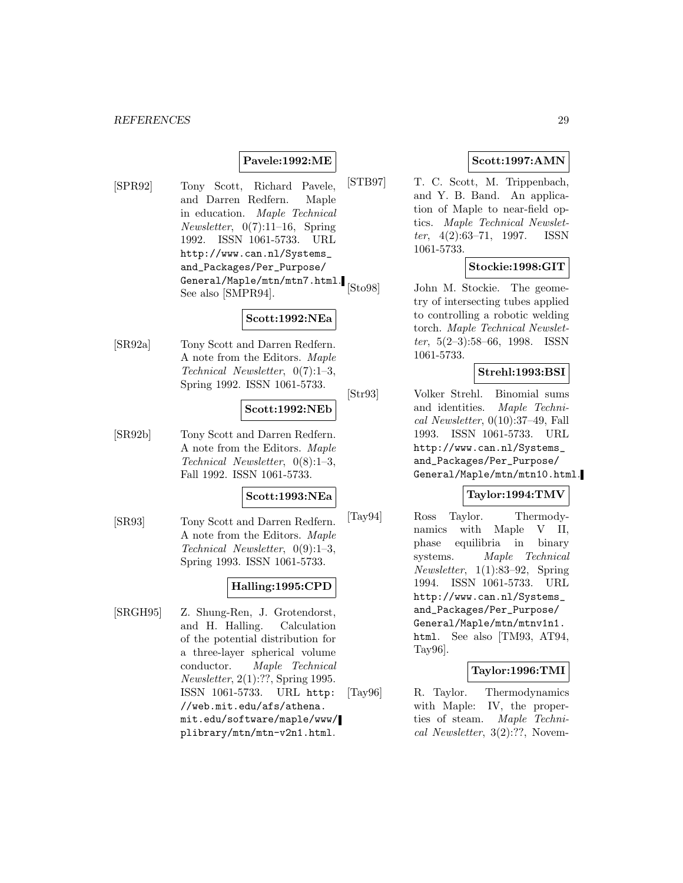**Pavele:1992:ME**

[SPR92] Tony Scott, Richard Pavele, and Darren Redfern. Maple in education. *Maple Technical Newsletter*, 0(7):11–16, Spring 1992. ISSN 1061-5733. URL http://www.can.nl/Systems_and_Packages/Per_Purpose/General/Maple/mtn/mtn7.html. See also [SMPR94].

**Scott:1992:NEa**

[SR92a] Tony Scott and Darren Redfern. A note from the Editors. *Maple Technical Newsletter*, 0(7):1–3, Spring 1992. ISSN 1061-5733.

**Scott:1992:NEb**

[SR92b] Tony Scott and Darren Redfern. A note from the Editors. *Maple Technical Newsletter*, 0(8):1–3, Fall 1992. ISSN 1061-5733.

**Scott:1993:NEa**

[SR93] Tony Scott and Darren Redfern. A note from the Editors. *Maple Technical Newsletter*, 0(9):1–3, Spring 1993. ISSN 1061-5733.

**Halling:1995:CPD**

[SRGH95] Z. Shung-Ren, J. Grotendorst, and H. Halling. Calculation of the potential distribution for a three-layer spherical volume conductor. *Maple Technical Newsletter*, 2(1):??, Spring 1995. ISSN 1061-5733. URL http://web.mit.edu/afs/athena.mit.edu/software/maple/www/plibrary/mtn/mtn-v2n1.html.

**Scott:1997:AMN**

[STB97] T. C. Scott, M. Trippenbach, and Y. B. Band. An application of Maple to near-field optics. *Maple Technical Newsletter*, 4(2):63–71, 1997. ISSN 1061-5733.

**Stockie:1998:GIT**

[Sto98] John M. Stockie. The geometry of intersecting tubes applied to controlling a robotic welding torch. *Maple Technical Newsletter*, 5(2–3):58–66, 1998. ISSN 1061-5733.

**Strehl:1993:BSI**

[Str93] Volker Strehl. Binomial sums and identities. *Maple Technical Newsletter*, 0(10):37–49, Fall 1993. ISSN 1061-5733. URL http://www.can.nl/Systems_and_Packages/Per_Purpose/General/Maple/mtn/mtn10.html.

**Taylor:1994:TMV**

[Tay94] Ross Taylor. Thermodynamics with Maple V II, phase equilibria in binary systems. *Maple Technical Newsletter*, 1(1):83–92, Spring 1994. ISSN 1061-5733. URL http://www.can.nl/Systems_and_Packages/Per_Purpose/General/Maple/mtn/mtnv1n1.html. See also [TM93, AT94, Tay96].

**Taylor:1996:TMI**

[Tay96] R. Taylor. Thermodynamics with Maple: IV, the properties of steam. *Maple Technical Newsletter*, 3(2):??, Novem-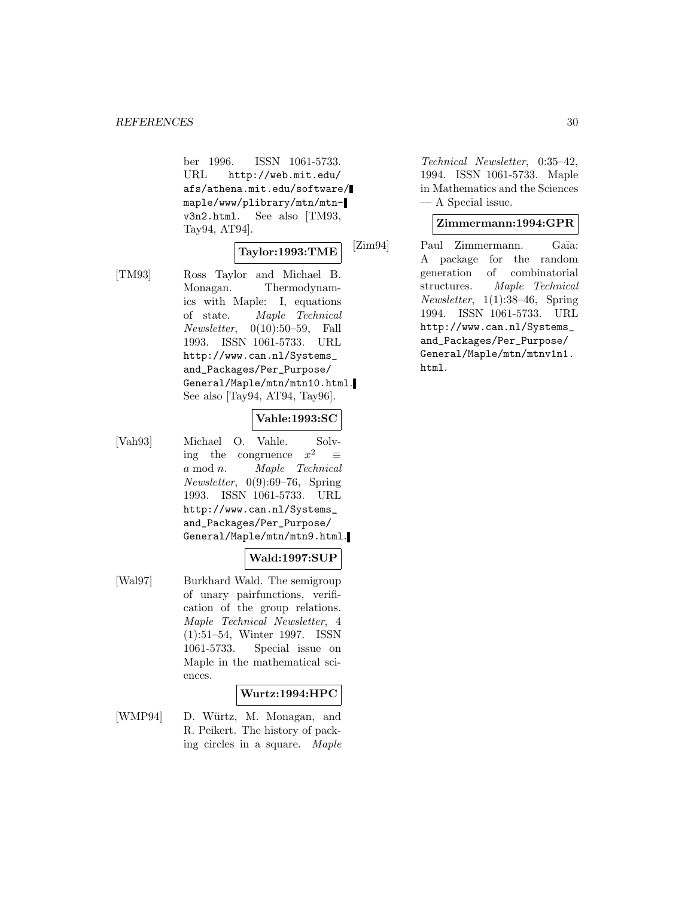ber 1996. ISSN 1061-5733. URL http://web.mit.edu/afs/athena.mit.edu/software/maple/www/plibrary/mtn/mtn-v3n2.html. See also [TM93, Tay94, AT94].

**Taylor:1993:TME**

[TM93] Ross Taylor and Michael B. Monagan. Thermodynamics with Maple: I, equations of state. *Maple Technical Newsletter*, 0(10):50–59, Fall 1993. ISSN 1061-5733. URL http://www.can.nl/Systems_and_Packages/Per_Purpose/General/Maple/mtn/mtn10.html. See also [Tay94, AT94, Tay96].

**Vahle:1993:SC**

[Vah93] Michael O. Vahle. Solving the congruence $x^2 \equiv a \bmod n$. *Maple Technical Newsletter*, 0(9):69–76, Spring 1993. ISSN 1061-5733. URL http://www.can.nl/Systems_and_Packages/Per_Purpose/General/Maple/mtn/mtn9.html.

**Wald:1997:SUP**

[Wal97] Burkhard Wald. The semigroup of unary pairfunctions, verification of the group relations. *Maple Technical Newsletter*, 4 (1):51–54, Winter 1997. ISSN 1061-5733. Special issue on Maple in the mathematical sciences.

**Wurtz:1994:HPC**

[WMP94] D. Würtz, M. Monagan, and R. Peikert. The history of packing circles in a square. *Maple Technical Newsletter*, 0:35–42, 1994. ISSN 1061-5733. Maple in Mathematics and the Sciences — A Special issue.

**Zimmermann:1994:GPR**

[Zim94] Paul Zimmermann. Gaïa: A package for the random generation of combinatorial structures. *Maple Technical Newsletter*, 1(1):38–46, Spring 1994. ISSN 1061-5733. URL http://www.can.nl/Systems_and_Packages/Per_Purpose/General/Maple/mtn/mtnv1n1.html.